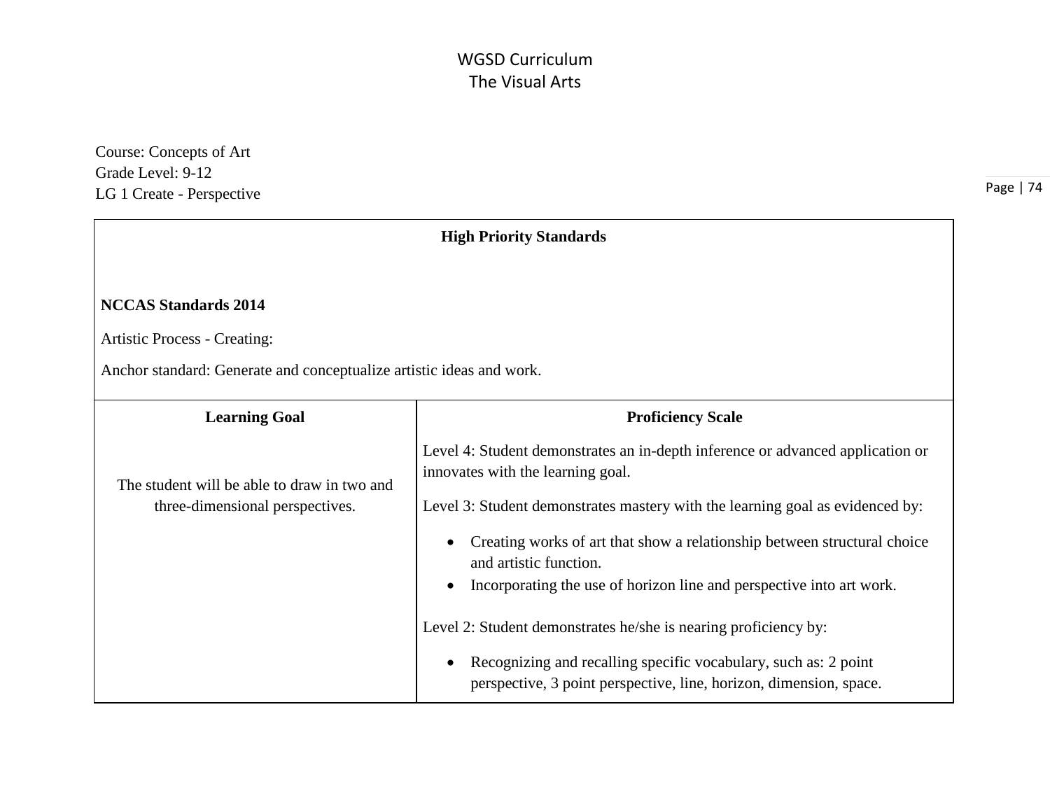# WGSD Curriculum
## The Visual Arts

Course: Concepts of Art
Grade Level: 9-12
LG 1 Create - Perspective

| High Priority Standards | |
|---|---|
| **NCCAS Standards 2014**<br><br>Artistic Process - Creating:<br><br>Anchor standard: Generate and conceptualize artistic ideas and work. | |
| **Learning Goal** | **Proficiency Scale** |
| The student will be able to draw in two and three-dimensional perspectives. | Level 4: Student demonstrates an in-depth inference or advanced application or innovates with the learning goal.<br><br>Level 3: Student demonstrates mastery with the learning goal as evidenced by:<br>• Creating works of art that show a relationship between structural choice and artistic function.<br>• Incorporating the use of horizon line and perspective into art work.<br><br>Level 2: Student demonstrates he/she is nearing proficiency by:<br>• Recognizing and recalling specific vocabulary, such as: 2 point perspective, 3 point perspective, line, horizon, dimension, space. |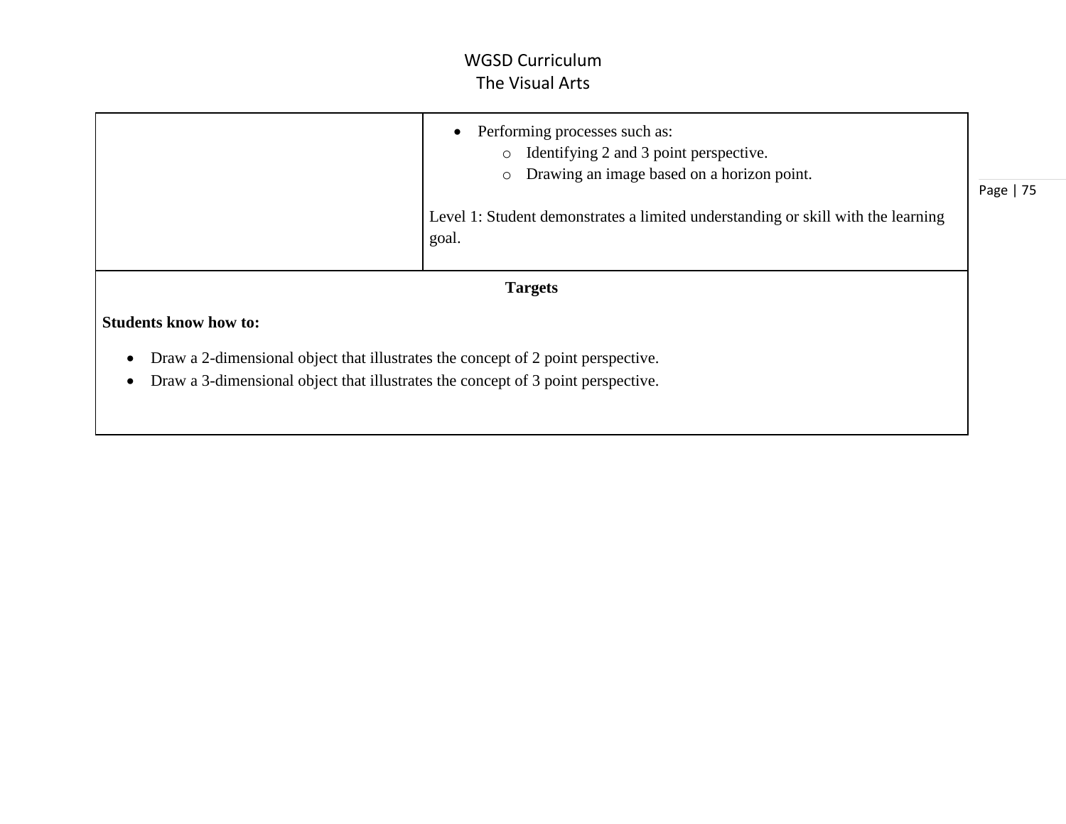| | • Performing processes such as:<br>  ◦ Identifying 2 and 3 point perspective.<br>  ◦ Drawing an image based on a horizon point.<br><br>Level 1: Student demonstrates a limited understanding or skill with the learning goal. |
|---|---|

**Targets**

**Students know how to:**

- Draw a 2-dimensional object that illustrates the concept of 2 point perspective.
- Draw a 3-dimensional object that illustrates the concept of 3 point perspective.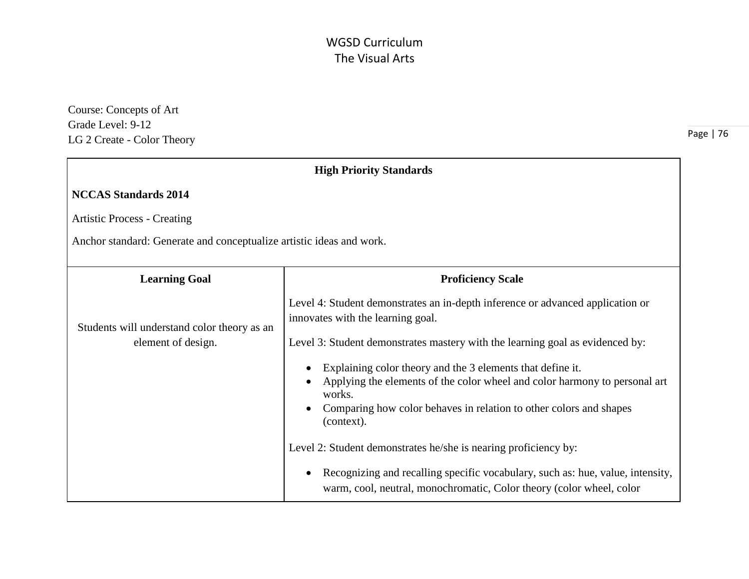# WGSD Curriculum
## The Visual Arts

Course: Concepts of Art
Grade Level: 9-12
LG 2 Create - Color Theory

| High Priority Standards | |
|---|---|
| **NCCAS Standards 2014**<br><br>Artistic Process - Creating<br><br>Anchor standard: Generate and conceptualize artistic ideas and work. | |
| **Learning Goal** | **Proficiency Scale** |
| Students will understand color theory as an element of design. | Level 4: Student demonstrates an in-depth inference or advanced application or innovates with the learning goal.<br><br>Level 3: Student demonstrates mastery with the learning goal as evidenced by:<br>• Explaining color theory and the 3 elements that define it.<br>• Applying the elements of the color wheel and color harmony to personal art works.<br>• Comparing how color behaves in relation to other colors and shapes (context).<br><br>Level 2: Student demonstrates he/she is nearing proficiency by:<br>• Recognizing and recalling specific vocabulary, such as: hue, value, intensity, warm, cool, neutral, monochromatic, Color theory (color wheel, color |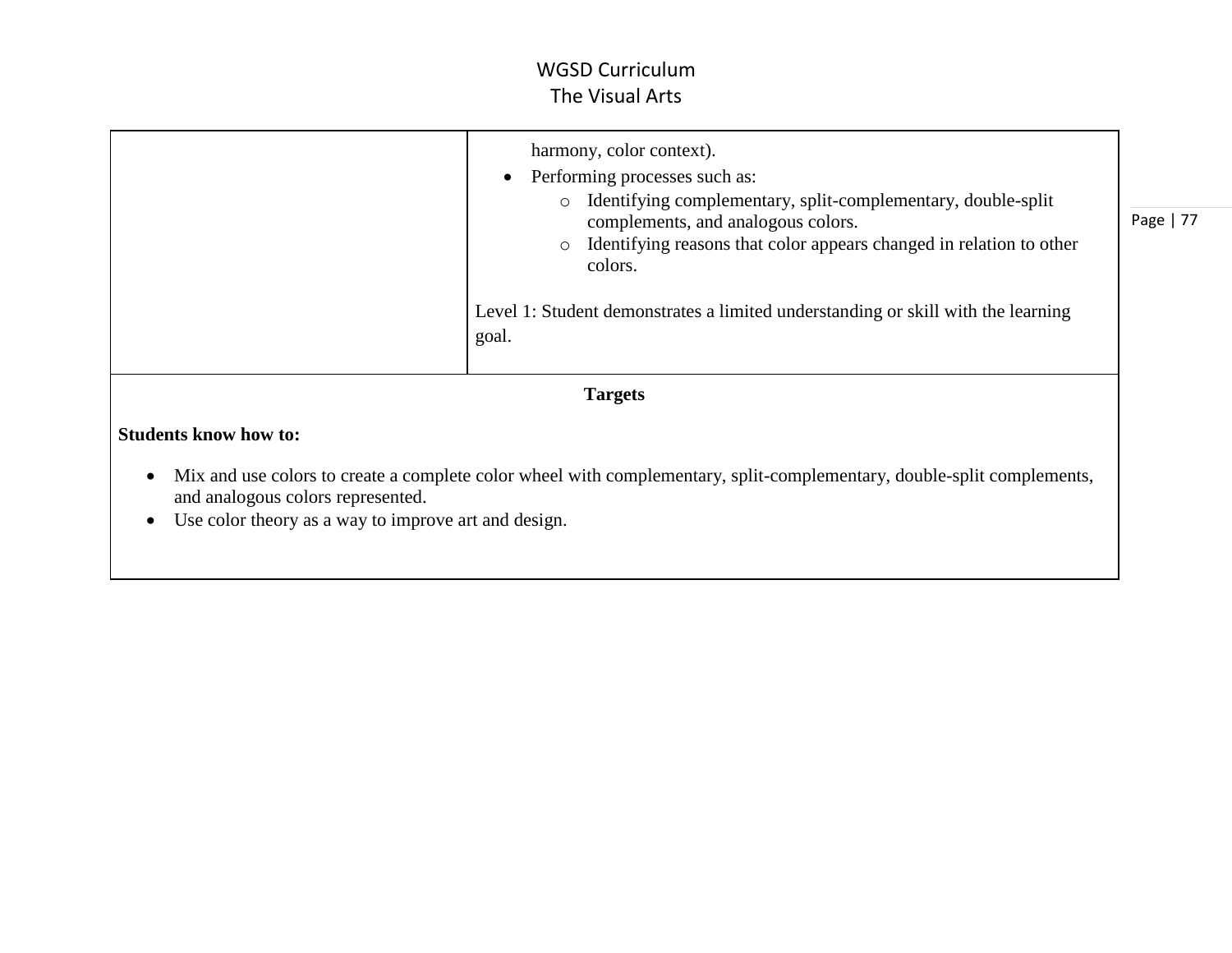| | |
|---|---|
| | harmony, color context).<br>• Performing processes such as:<br>  ○ Identifying complementary, split-complementary, double-split complements, and analogous colors.<br>  ○ Identifying reasons that color appears changed in relation to other colors.<br><br>Level 1: Student demonstrates a limited understanding or skill with the learning goal. |

**Targets**

**Students know how to:**

- Mix and use colors to create a complete color wheel with complementary, split-complementary, double-split complements, and analogous colors represented.
- Use color theory as a way to improve art and design.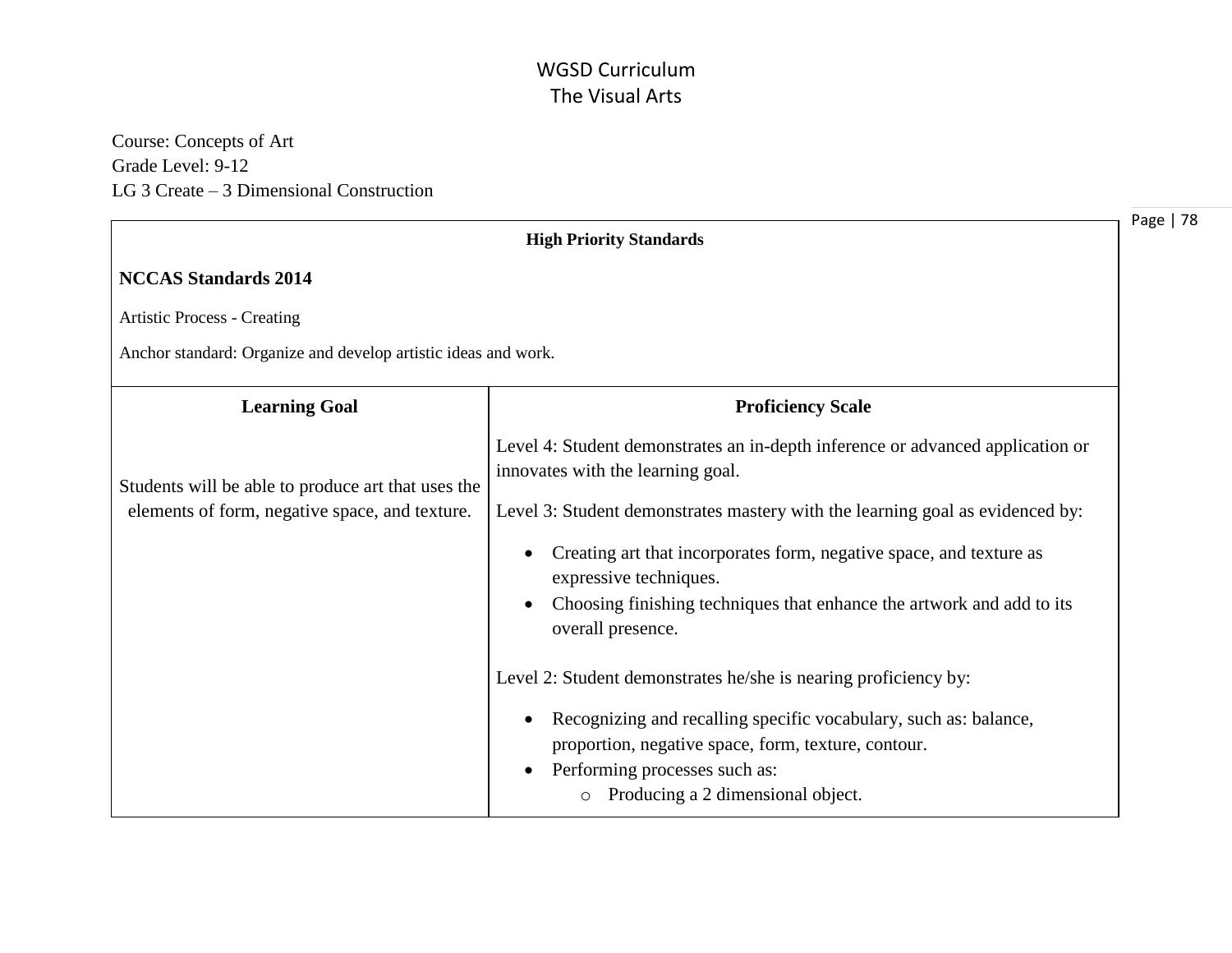# WGSD Curriculum
## The Visual Arts

Course: Concepts of Art
Grade Level: 9-12
LG 3 Create – 3 Dimensional Construction

| High Priority Standards | |
|---|---|
| **NCCAS Standards 2014**<br><br>Artistic Process - Creating<br><br>Anchor standard: Organize and develop artistic ideas and work. | |
| **Learning Goal** | **Proficiency Scale** |
| Students will be able to produce art that uses the elements of form, negative space, and texture. | Level 4: Student demonstrates an in-depth inference or advanced application or innovates with the learning goal.<br><br>Level 3: Student demonstrates mastery with the learning goal as evidenced by:<br><br>• Creating art that incorporates form, negative space, and texture as expressive techniques.<br>• Choosing finishing techniques that enhance the artwork and add to its overall presence.<br><br>Level 2: Student demonstrates he/she is nearing proficiency by:<br><br>• Recognizing and recalling specific vocabulary, such as: balance, proportion, negative space, form, texture, contour.<br>• Performing processes such as:<br>&nbsp;&nbsp;&nbsp;&nbsp;o Producing a 2 dimensional object. |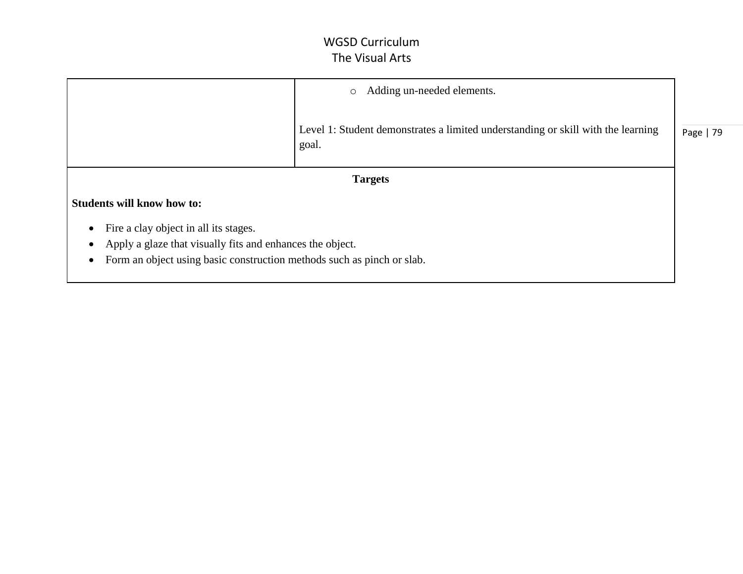| | ◦ Adding un-needed elements.<br><br>Level 1: Student demonstrates a limited understanding or skill with the learning goal. |
|---|---|

**Targets**

**Students will know how to:**

- Fire a clay object in all its stages.
- Apply a glaze that visually fits and enhances the object.
- Form an object using basic construction methods such as pinch or slab.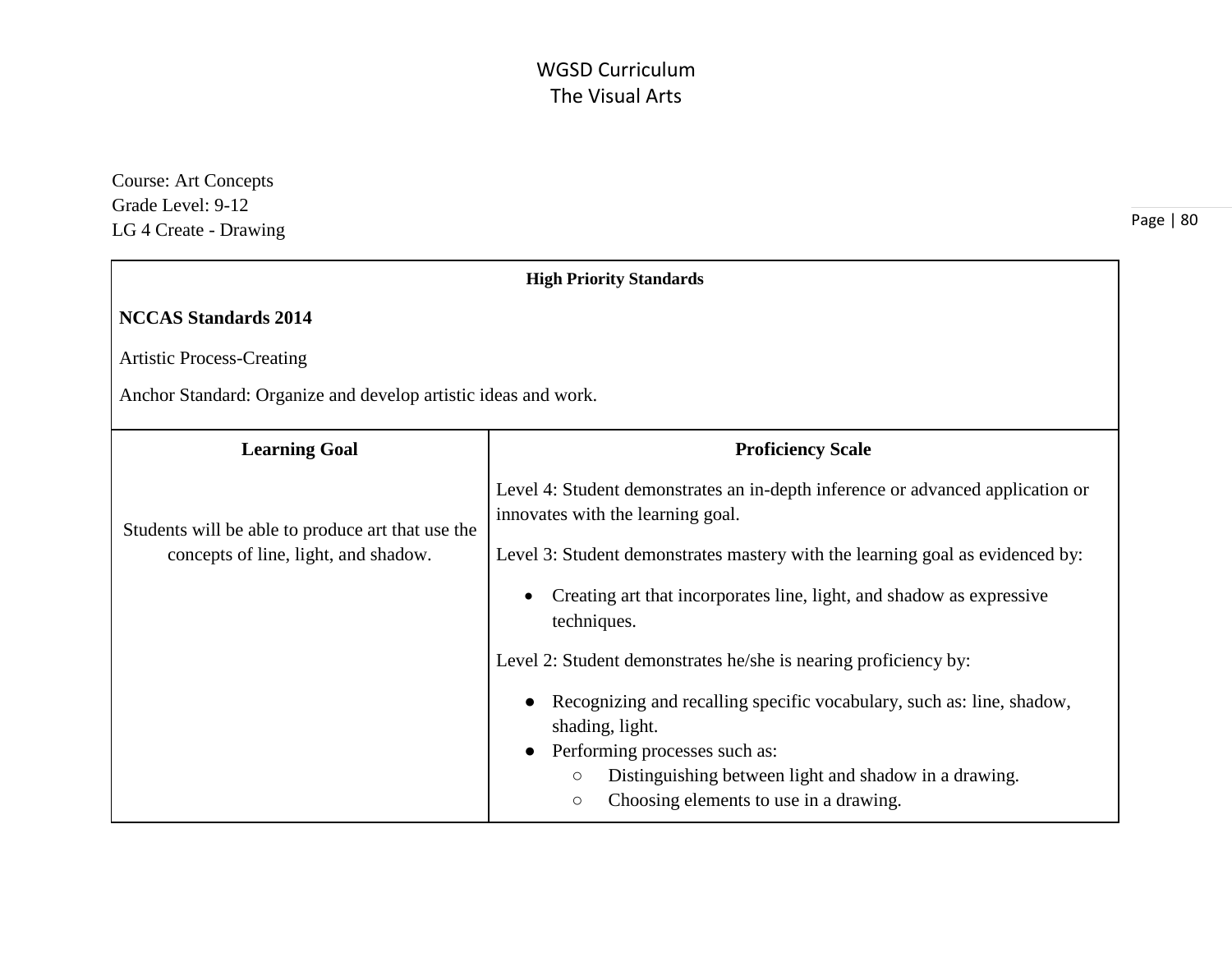# WGSD Curriculum
## The Visual Arts

Course: Art Concepts
Grade Level: 9-12
LG 4 Create - Drawing

| High Priority Standards | |
|---|---|
| **NCCAS Standards 2014**<br><br>Artistic Process-Creating<br><br>Anchor Standard: Organize and develop artistic ideas and work. | |
| **Learning Goal** | **Proficiency Scale** |
| Students will be able to produce art that use the concepts of line, light, and shadow. | Level 4: Student demonstrates an in-depth inference or advanced application or innovates with the learning goal.<br><br>Level 3: Student demonstrates mastery with the learning goal as evidenced by:<br>• Creating art that incorporates line, light, and shadow as expressive techniques.<br><br>Level 2: Student demonstrates he/she is nearing proficiency by:<br>• Recognizing and recalling specific vocabulary, such as: line, shadow, shading, light.<br>• Performing processes such as:<br>&nbsp;&nbsp;○ Distinguishing between light and shadow in a drawing.<br>&nbsp;&nbsp;○ Choosing elements to use in a drawing. |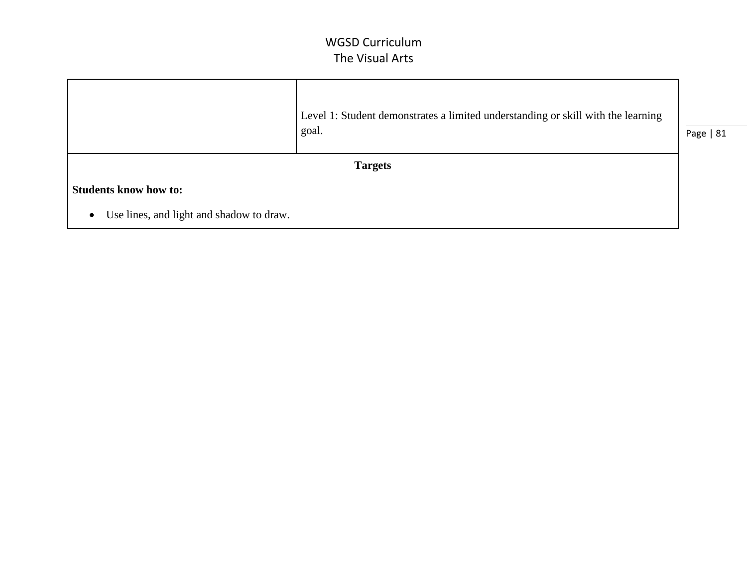| | |
|---|---|
| | Level 1: Student demonstrates a limited understanding or skill with the learning goal. |

**Targets**

**Students know how to:**

- Use lines, and light and shadow to draw.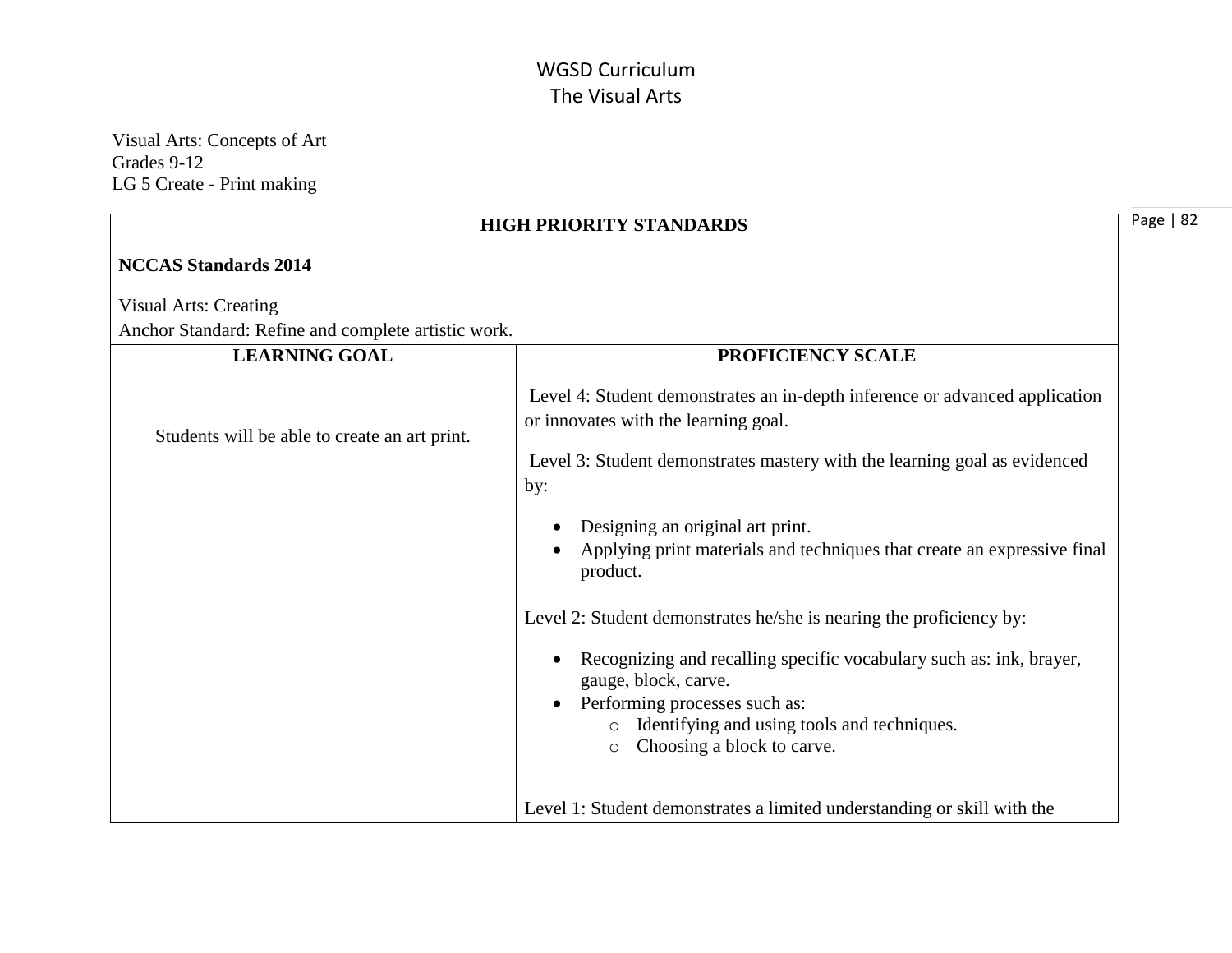WGSD Curriculum
The Visual Arts

Visual Arts: Concepts of Art
Grades 9-12
LG 5 Create - Print making

| HIGH PRIORITY STANDARDS | |
|---|---|
| **NCCAS Standards 2014**<br><br>Visual Arts: Creating<br>Anchor Standard: Refine and complete artistic work. | |
| **LEARNING GOAL** | **PROFICIENCY SCALE** |
| Students will be able to create an art print. | Level 4: Student demonstrates an in-depth inference or advanced application or innovates with the learning goal.<br><br>Level 3: Student demonstrates mastery with the learning goal as evidenced by:<br>• Designing an original art print.<br>• Applying print materials and techniques that create an expressive final product.<br><br>Level 2: Student demonstrates he/she is nearing the proficiency by:<br>• Recognizing and recalling specific vocabulary such as: ink, brayer, gauge, block, carve.<br>• Performing processes such as:<br>&nbsp;&nbsp;&nbsp;&nbsp;o Identifying and using tools and techniques.<br>&nbsp;&nbsp;&nbsp;&nbsp;o Choosing a block to carve.<br><br>Level 1: Student demonstrates a limited understanding or skill with the |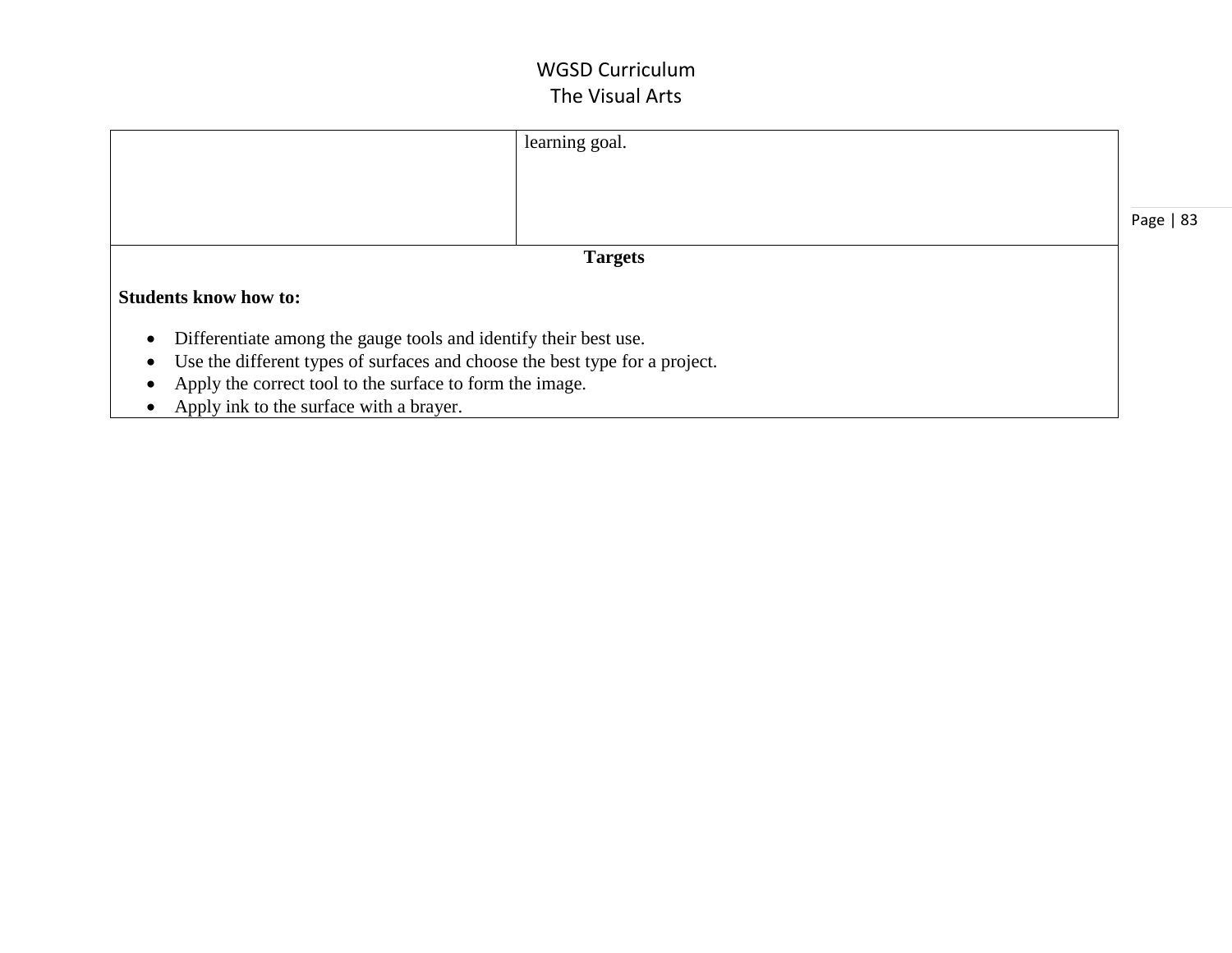| | |
|---|---|
| | learning goal. |
| **Targets**<br><br>**Students know how to:**<br><br>• Differentiate among the gauge tools and identify their best use.<br>• Use the different types of surfaces and choose the best type for a project.<br>• Apply the correct tool to the surface to form the image.<br>• Apply ink to the surface with a brayer. | |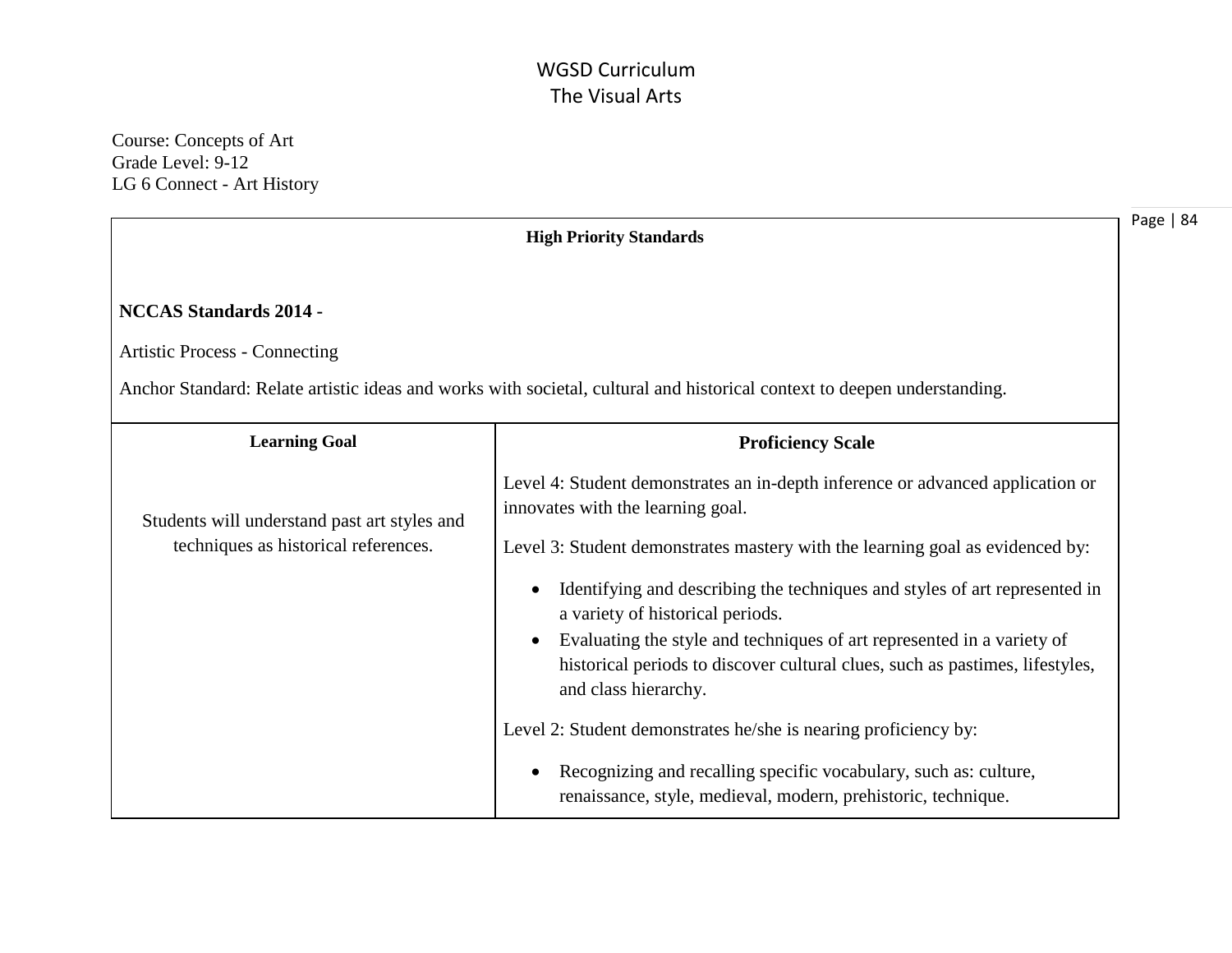# WGSD Curriculum
## The Visual Arts

Course: Concepts of Art
Grade Level: 9-12
LG 6 Connect - Art History

**High Priority Standards**

**NCCAS Standards 2014 -**

Artistic Process - Connecting

Anchor Standard: Relate artistic ideas and works with societal, cultural and historical context to deepen understanding.

| Learning Goal | Proficiency Scale |
| --- | --- |
| Students will understand past art styles and techniques as historical references. | Level 4: Student demonstrates an in-depth inference or advanced application or innovates with the learning goal.<br><br>Level 3: Student demonstrates mastery with the learning goal as evidenced by:<br>• Identifying and describing the techniques and styles of art represented in a variety of historical periods.<br>• Evaluating the style and techniques of art represented in a variety of historical periods to discover cultural clues, such as pastimes, lifestyles, and class hierarchy.<br><br>Level 2: Student demonstrates he/she is nearing proficiency by:<br>• Recognizing and recalling specific vocabulary, such as: culture, renaissance, style, medieval, modern, prehistoric, technique. |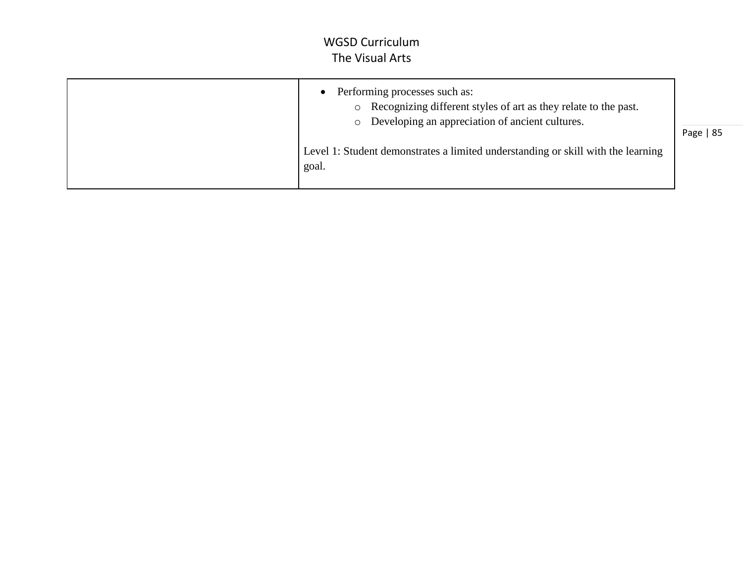| | |
|---|---|
| | • Performing processes such as:<br>  ○ Recognizing different styles of art as they relate to the past.<br>  ○ Developing an appreciation of ancient cultures.<br><br>Level 1: Student demonstrates a limited understanding or skill with the learning goal. |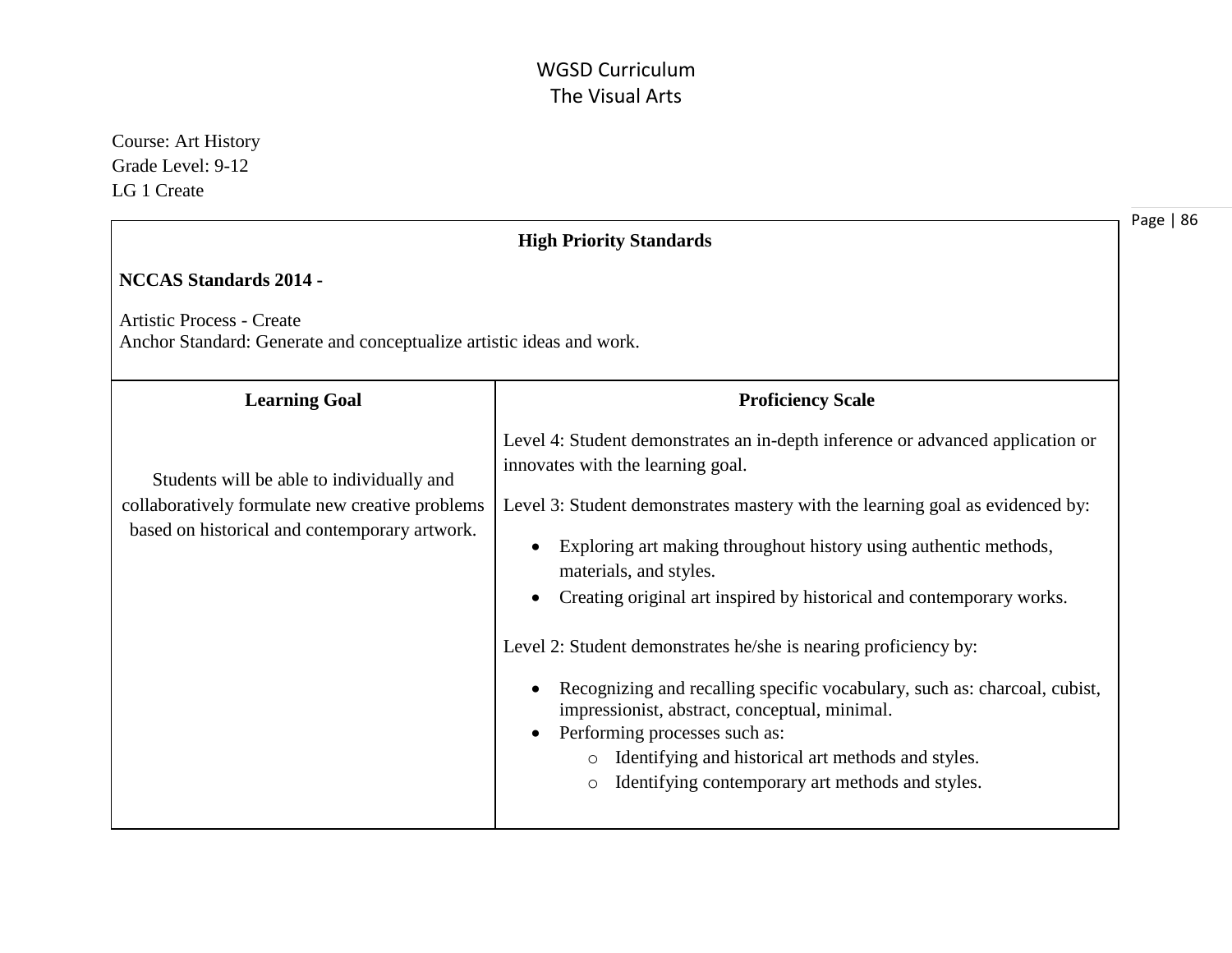# WGSD Curriculum
## The Visual Arts

Course: Art History
Grade Level: 9-12
LG 1 Create

| High Priority Standards | |
|---|---|
| **NCCAS Standards 2014 -**<br><br>Artistic Process - Create<br>Anchor Standard: Generate and conceptualize artistic ideas and work. | |
| **Learning Goal** | **Proficiency Scale** |
| Students will be able to individually and collaboratively formulate new creative problems based on historical and contemporary artwork. | Level 4: Student demonstrates an in-depth inference or advanced application or innovates with the learning goal.<br><br>Level 3: Student demonstrates mastery with the learning goal as evidenced by:<br>• Exploring art making throughout history using authentic methods, materials, and styles.<br>• Creating original art inspired by historical and contemporary works.<br><br>Level 2: Student demonstrates he/she is nearing proficiency by:<br>• Recognizing and recalling specific vocabulary, such as: charcoal, cubist, impressionist, abstract, conceptual, minimal.<br>• Performing processes such as:<br>&nbsp;&nbsp;&nbsp;&nbsp;○ Identifying and historical art methods and styles.<br>&nbsp;&nbsp;&nbsp;&nbsp;○ Identifying contemporary art methods and styles. |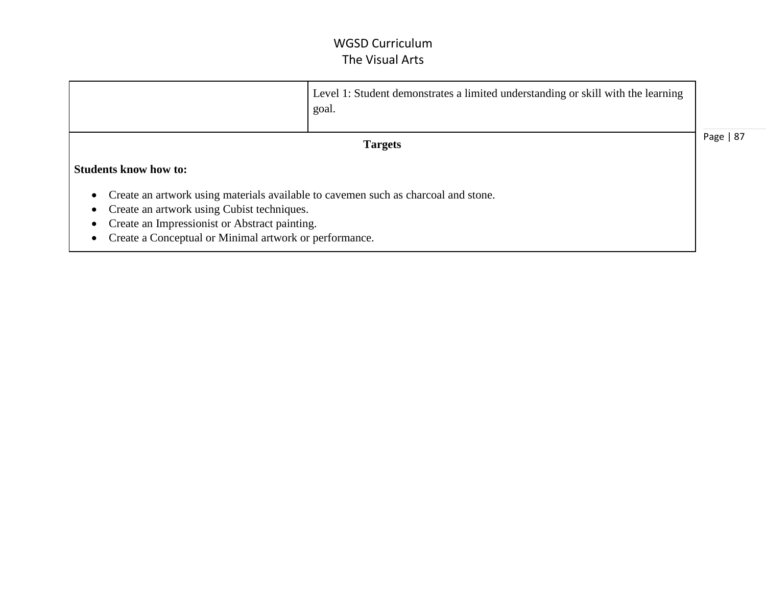| | Level 1: Student demonstrates a limited understanding or skill with the learning goal. |
|---|---|

**Targets**

**Students know how to:**

- Create an artwork using materials available to cavemen such as charcoal and stone.
- Create an artwork using Cubist techniques.
- Create an Impressionist or Abstract painting.
- Create a Conceptual or Minimal artwork or performance.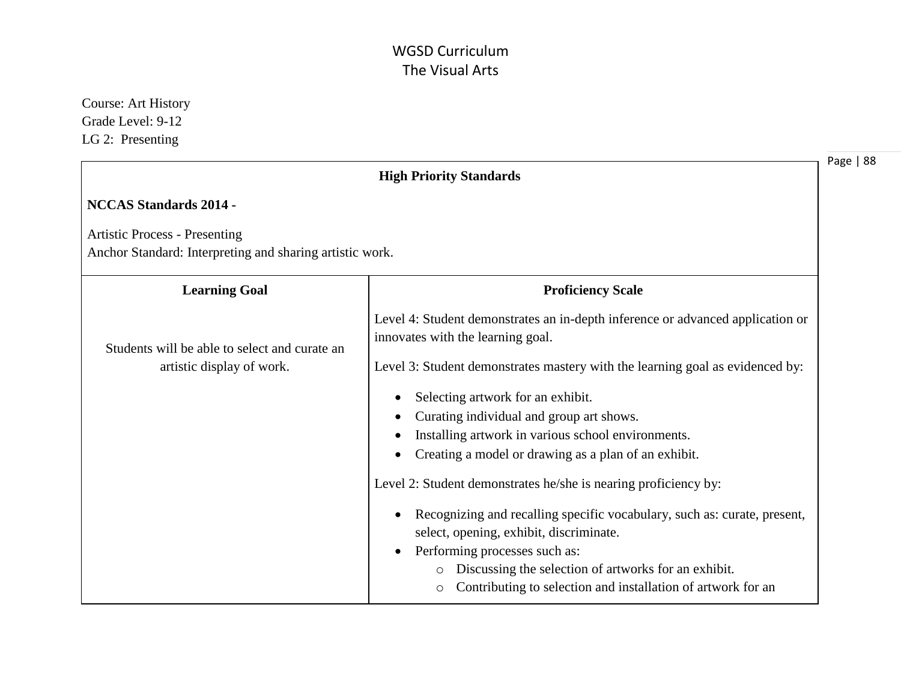WGSD Curriculum
The Visual Arts

Course: Art History
Grade Level: 9-12
LG 2: Presenting

| **High Priority Standards** | |
|---|---|
| **NCCAS Standards 2014 -**<br><br>Artistic Process - Presenting<br>Anchor Standard: Interpreting and sharing artistic work. | |
| **Learning Goal** | **Proficiency Scale** |
| Students will be able to select and curate an artistic display of work. | Level 4: Student demonstrates an in-depth inference or advanced application or innovates with the learning goal.<br><br>Level 3: Student demonstrates mastery with the learning goal as evidenced by:<br>• Selecting artwork for an exhibit.<br>• Curating individual and group art shows.<br>• Installing artwork in various school environments.<br>• Creating a model or drawing as a plan of an exhibit.<br><br>Level 2: Student demonstrates he/she is nearing proficiency by:<br>• Recognizing and recalling specific vocabulary, such as: curate, present, select, opening, exhibit, discriminate.<br>• Performing processes such as:<br>&nbsp;&nbsp;&nbsp;&nbsp;○ Discussing the selection of artworks for an exhibit.<br>&nbsp;&nbsp;&nbsp;&nbsp;○ Contributing to selection and installation of artwork for an |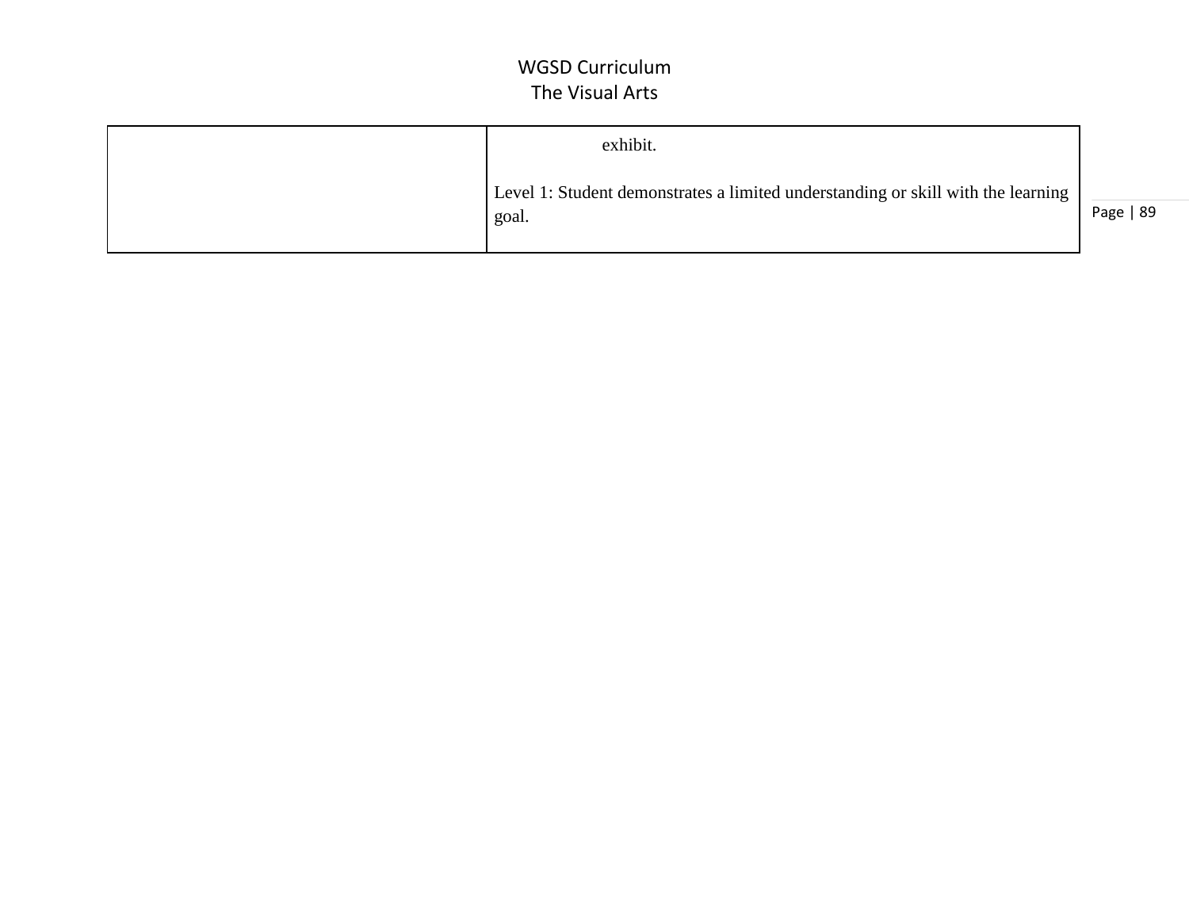| | |
|---|---|
| | exhibit.<br><br>Level 1: Student demonstrates a limited understanding or skill with the learning goal. |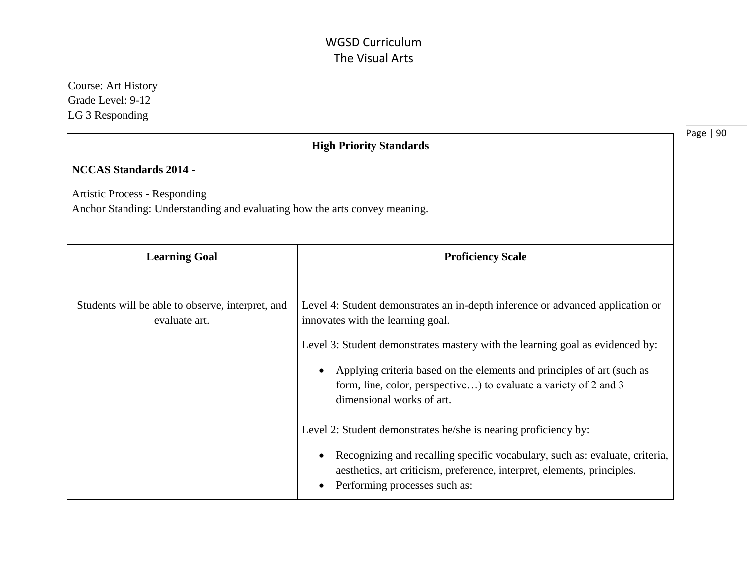# WGSD Curriculum
## The Visual Arts

Course: Art History
Grade Level: 9-12
LG 3 Responding

| High Priority Standards | |
|---|---|
| **NCCAS Standards 2014 -**<br><br>Artistic Process - Responding<br>Anchor Standing: Understanding and evaluating how the arts convey meaning. | |
| **Learning Goal** | **Proficiency Scale** |
| Students will be able to observe, interpret, and evaluate art. | Level 4: Student demonstrates an in-depth inference or advanced application or innovates with the learning goal.<br><br>Level 3: Student demonstrates mastery with the learning goal as evidenced by:<br><br>• Applying criteria based on the elements and principles of art (such as form, line, color, perspective…) to evaluate a variety of 2 and 3 dimensional works of art.<br><br>Level 2: Student demonstrates he/she is nearing proficiency by:<br><br>• Recognizing and recalling specific vocabulary, such as: evaluate, criteria, aesthetics, art criticism, preference, interpret, elements, principles.<br>• Performing processes such as: |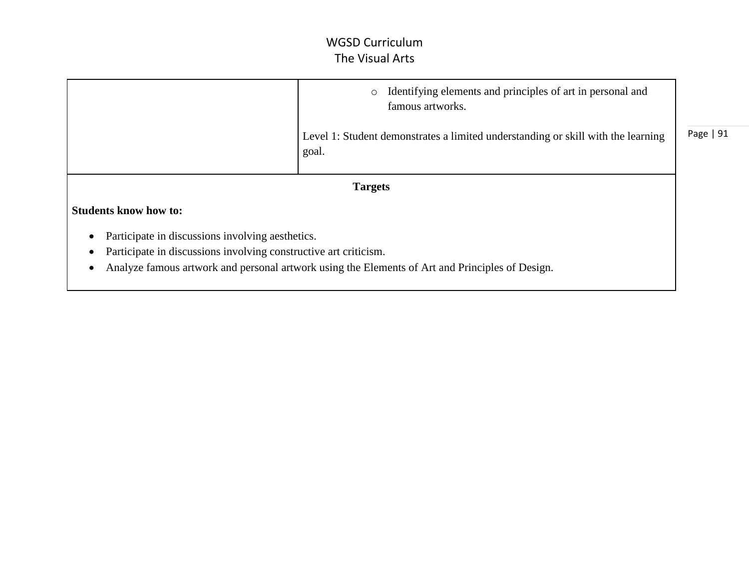|  | <ul><li>Identifying elements and principles of art in personal and famous artworks.</li></ul><br>Level 1: Student demonstrates a limited understanding or skill with the learning goal. |
|---|---|

**Targets**

**Students know how to:**

- Participate in discussions involving aesthetics.
- Participate in discussions involving constructive art criticism.
- Analyze famous artwork and personal artwork using the Elements of Art and Principles of Design.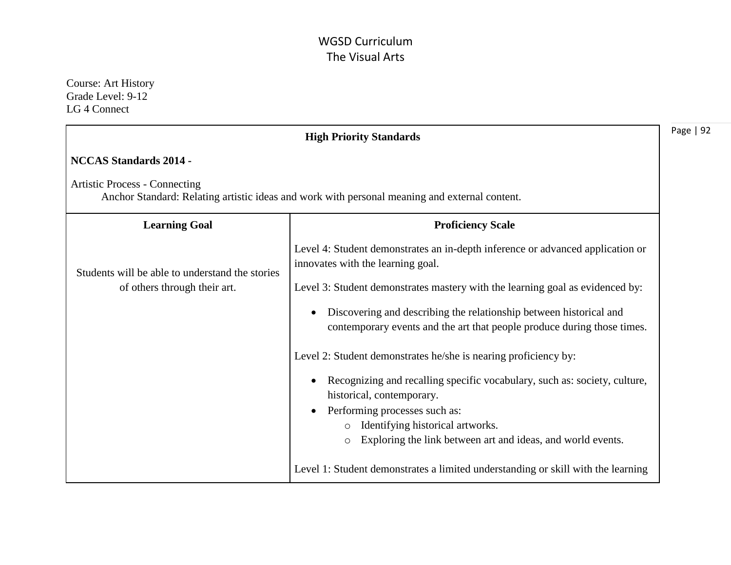# WGSD Curriculum
## The Visual Arts

Course: Art History
Grade Level: 9-12
LG 4 Connect

| High Priority Standards | |
|---|---|
| **NCCAS Standards 2014 -**<br><br>Artistic Process - Connecting<br>Anchor Standard: Relating artistic ideas and work with personal meaning and external content. | |
| **Learning Goal** | **Proficiency Scale** |
| Students will be able to understand the stories of others through their art. | Level 4: Student demonstrates an in-depth inference or advanced application or innovates with the learning goal.<br><br>Level 3: Student demonstrates mastery with the learning goal as evidenced by:<br>• Discovering and describing the relationship between historical and contemporary events and the art that people produce during those times.<br><br>Level 2: Student demonstrates he/she is nearing proficiency by:<br>• Recognizing and recalling specific vocabulary, such as: society, culture, historical, contemporary.<br>• Performing processes such as:<br>  o Identifying historical artworks.<br>  o Exploring the link between art and ideas, and world events.<br><br>Level 1: Student demonstrates a limited understanding or skill with the learning |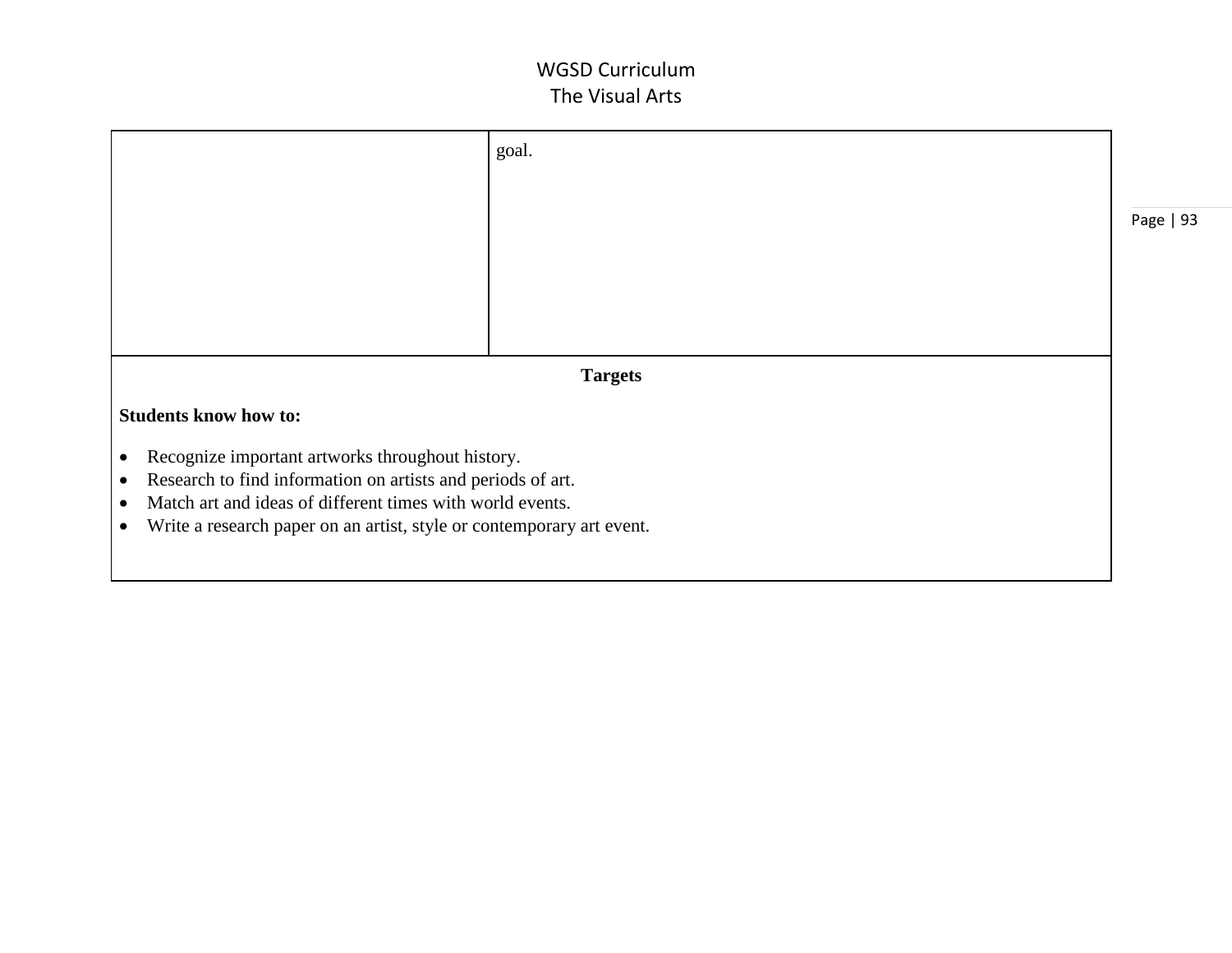| | |
|---|---|
| | goal. |

**Targets**

**Students know how to:**

- Recognize important artworks throughout history.
- Research to find information on artists and periods of art.
- Match art and ideas of different times with world events.
- Write a research paper on an artist, style or contemporary art event.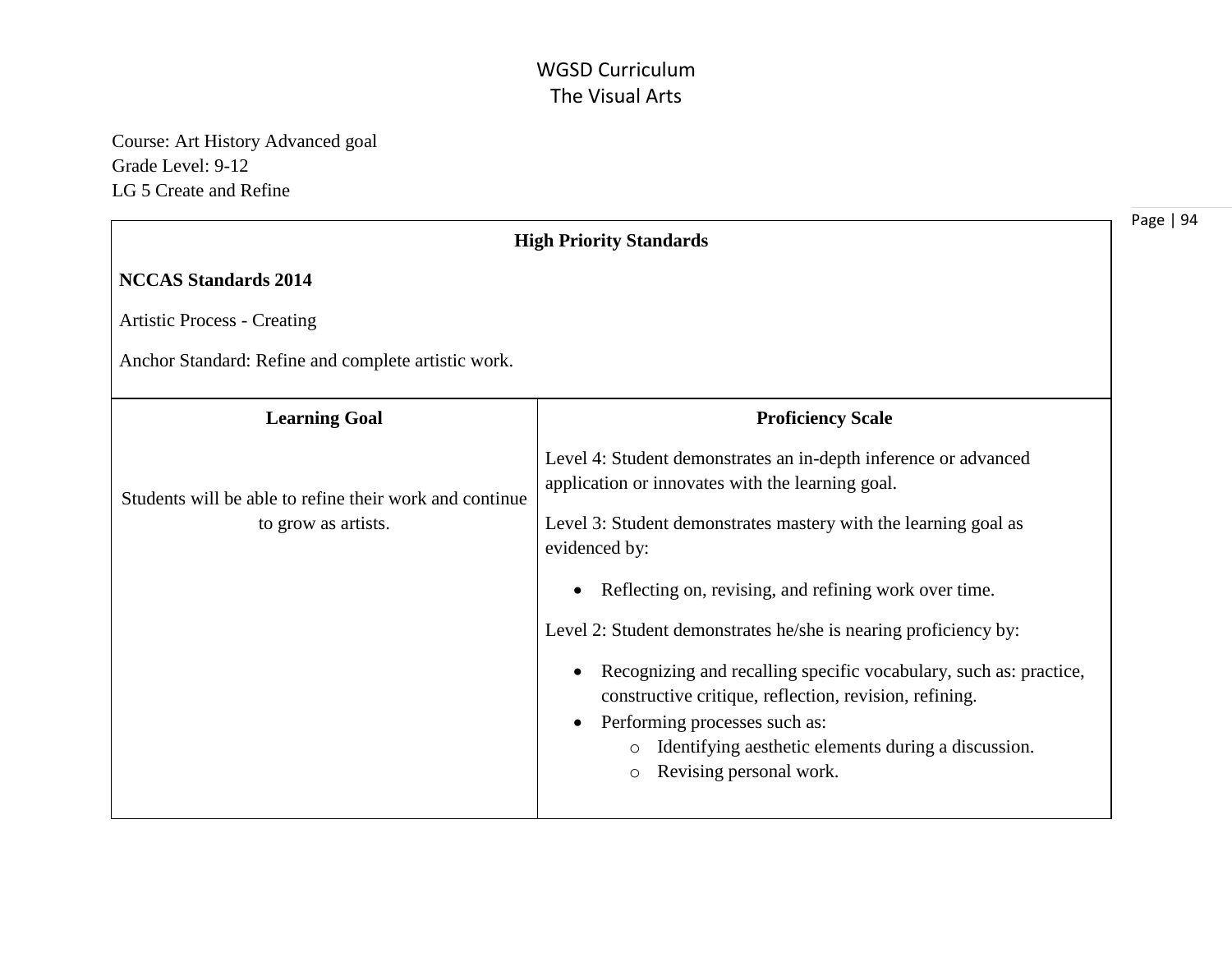# WGSD Curriculum
## The Visual Arts

Course: Art History Advanced goal
Grade Level: 9-12
LG 5 Create and Refine

| High Priority Standards | |
|---|---|
| **NCCAS Standards 2014**<br><br>Artistic Process - Creating<br><br>Anchor Standard: Refine and complete artistic work. | |
| **Learning Goal** | **Proficiency Scale** |
| Students will be able to refine their work and continue to grow as artists. | Level 4: Student demonstrates an in-depth inference or advanced application or innovates with the learning goal.<br><br>Level 3: Student demonstrates mastery with the learning goal as evidenced by:<br>• Reflecting on, revising, and refining work over time.<br><br>Level 2: Student demonstrates he/she is nearing proficiency by:<br>• Recognizing and recalling specific vocabulary, such as: practice, constructive critique, reflection, revision, refining.<br>• Performing processes such as:<br>  o Identifying aesthetic elements during a discussion.<br>  o Revising personal work. |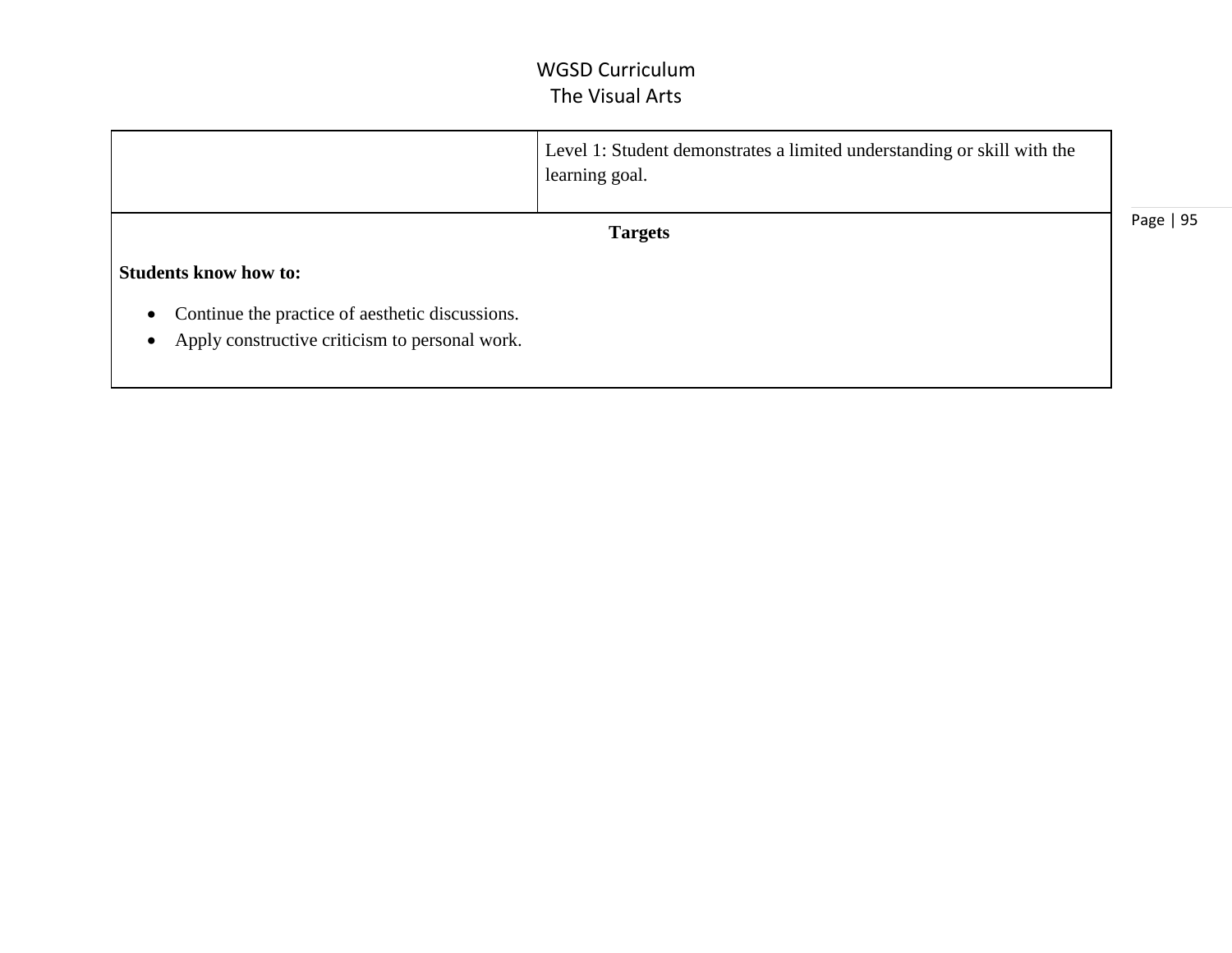| | Level 1: Student demonstrates a limited understanding or skill with the learning goal. |
|---|---|
| **Targets** | |

**Students know how to:**

- Continue the practice of aesthetic discussions.
- Apply constructive criticism to personal work.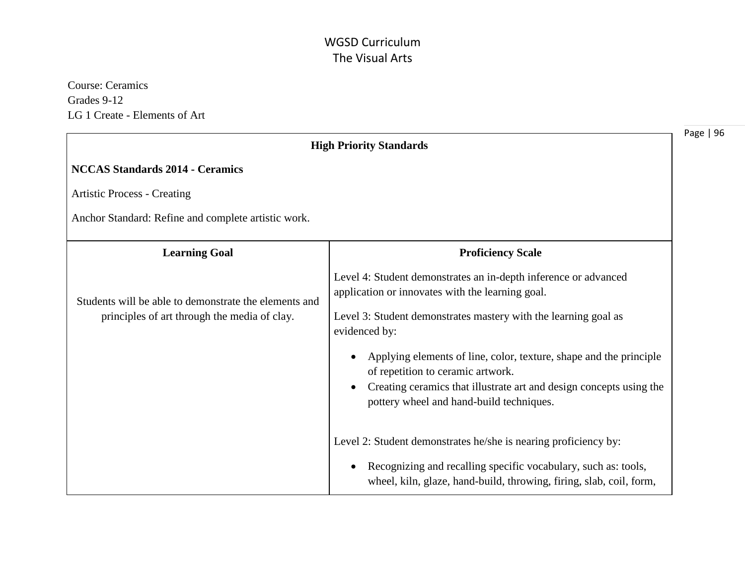# WGSD Curriculum
## The Visual Arts

Course: Ceramics
Grades 9-12
LG 1 Create - Elements of Art

| High Priority Standards | |
|---|---|
| **NCCAS Standards 2014 - Ceramics**<br><br>Artistic Process - Creating<br><br>Anchor Standard: Refine and complete artistic work. | |
| **Learning Goal** | **Proficiency Scale** |
| Students will be able to demonstrate the elements and principles of art through the media of clay. | Level 4: Student demonstrates an in-depth inference or advanced application or innovates with the learning goal.<br><br>Level 3: Student demonstrates mastery with the learning goal as evidenced by:<br><br>• Applying elements of line, color, texture, shape and the principle of repetition to ceramic artwork.<br>• Creating ceramics that illustrate art and design concepts using the pottery wheel and hand-build techniques.<br><br>Level 2: Student demonstrates he/she is nearing proficiency by:<br><br>• Recognizing and recalling specific vocabulary, such as: tools, wheel, kiln, glaze, hand-build, throwing, firing, slab, coil, form, |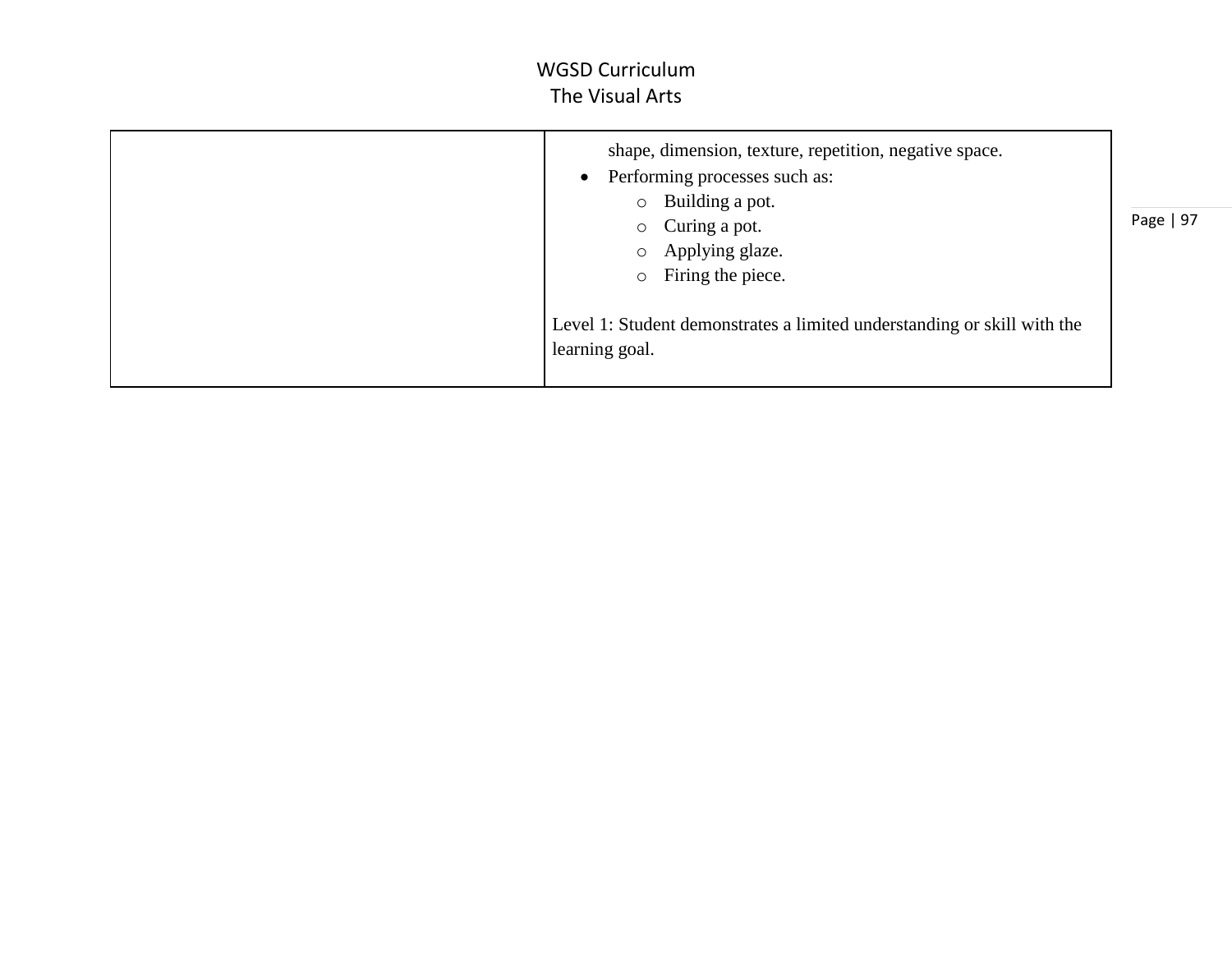| | |
|---|---|
| | shape, dimension, texture, repetition, negative space.<br>• Performing processes such as:<br>  ○ Building a pot.<br>  ○ Curing a pot.<br>  ○ Applying glaze.<br>  ○ Firing the piece.<br><br>Level 1: Student demonstrates a limited understanding or skill with the learning goal. |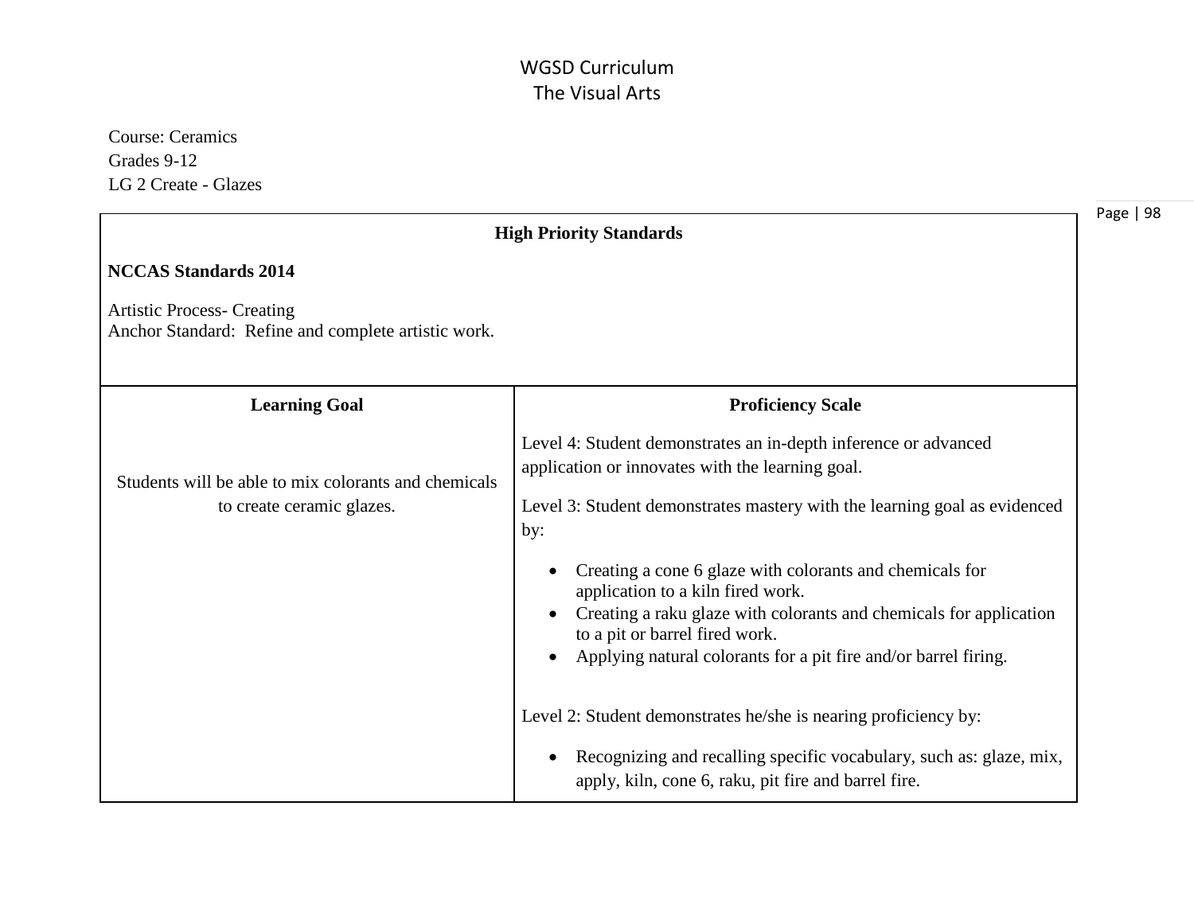WGSD Curriculum
The Visual Arts

Course: Ceramics
Grades 9-12
LG 2 Create - Glazes

**High Priority Standards**

**NCCAS Standards 2014**

Artistic Process- Creating
Anchor Standard: Refine and complete artistic work.

| Learning Goal | Proficiency Scale |
|---|---|
| Students will be able to mix colorants and chemicals to create ceramic glazes. | Level 4: Student demonstrates an in-depth inference or advanced application or innovates with the learning goal.<br><br>Level 3: Student demonstrates mastery with the learning goal as evidenced by:<br>• Creating a cone 6 glaze with colorants and chemicals for application to a kiln fired work.<br>• Creating a raku glaze with colorants and chemicals for application to a pit or barrel fired work.<br>• Applying natural colorants for a pit fire and/or barrel firing.<br><br>Level 2: Student demonstrates he/she is nearing proficiency by:<br>• Recognizing and recalling specific vocabulary, such as: glaze, mix, apply, kiln, cone 6, raku, pit fire and barrel fire. |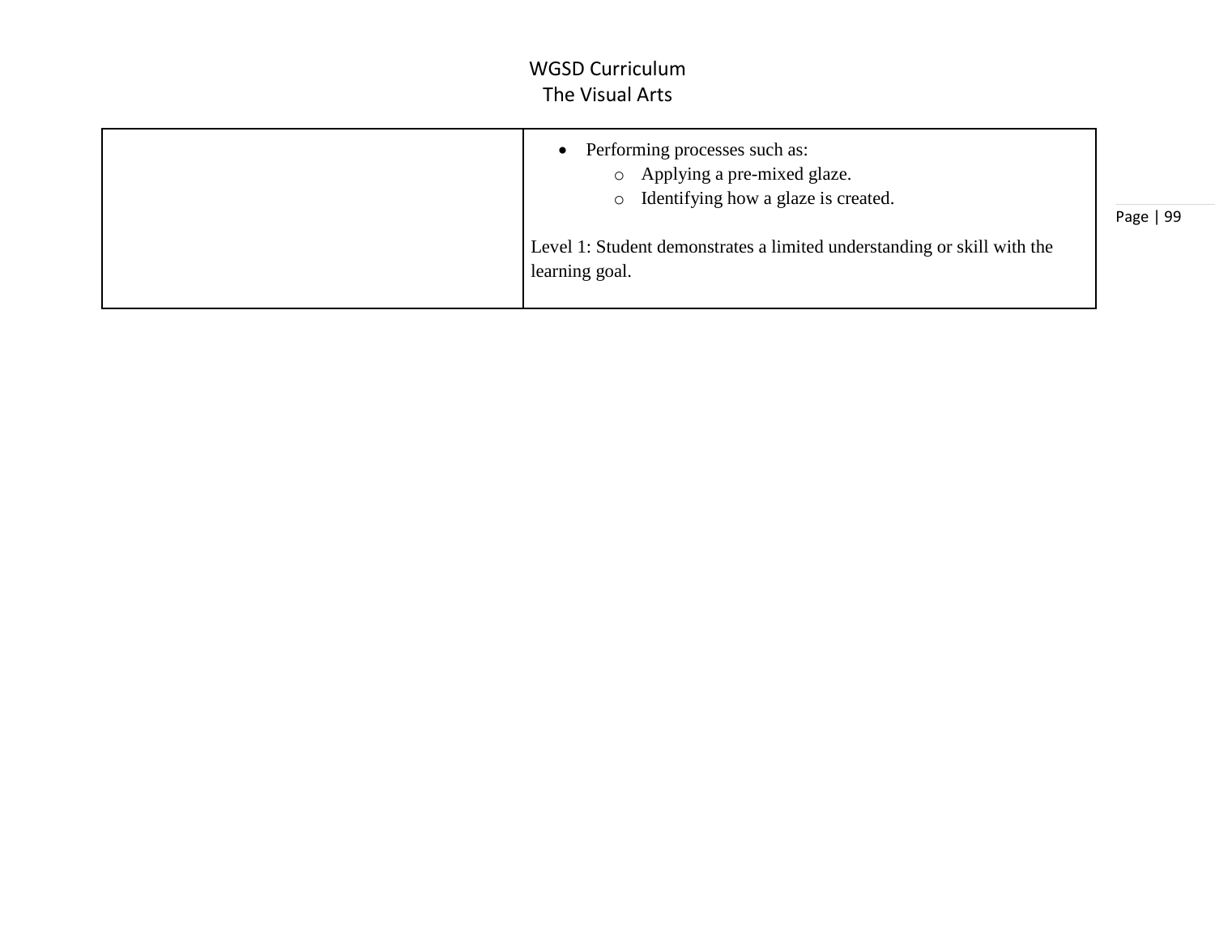| | |
|---|---|
| | • Performing processes such as:<br>  ○ Applying a pre-mixed glaze.<br>  ○ Identifying how a glaze is created.<br><br>Level 1: Student demonstrates a limited understanding or skill with the learning goal. |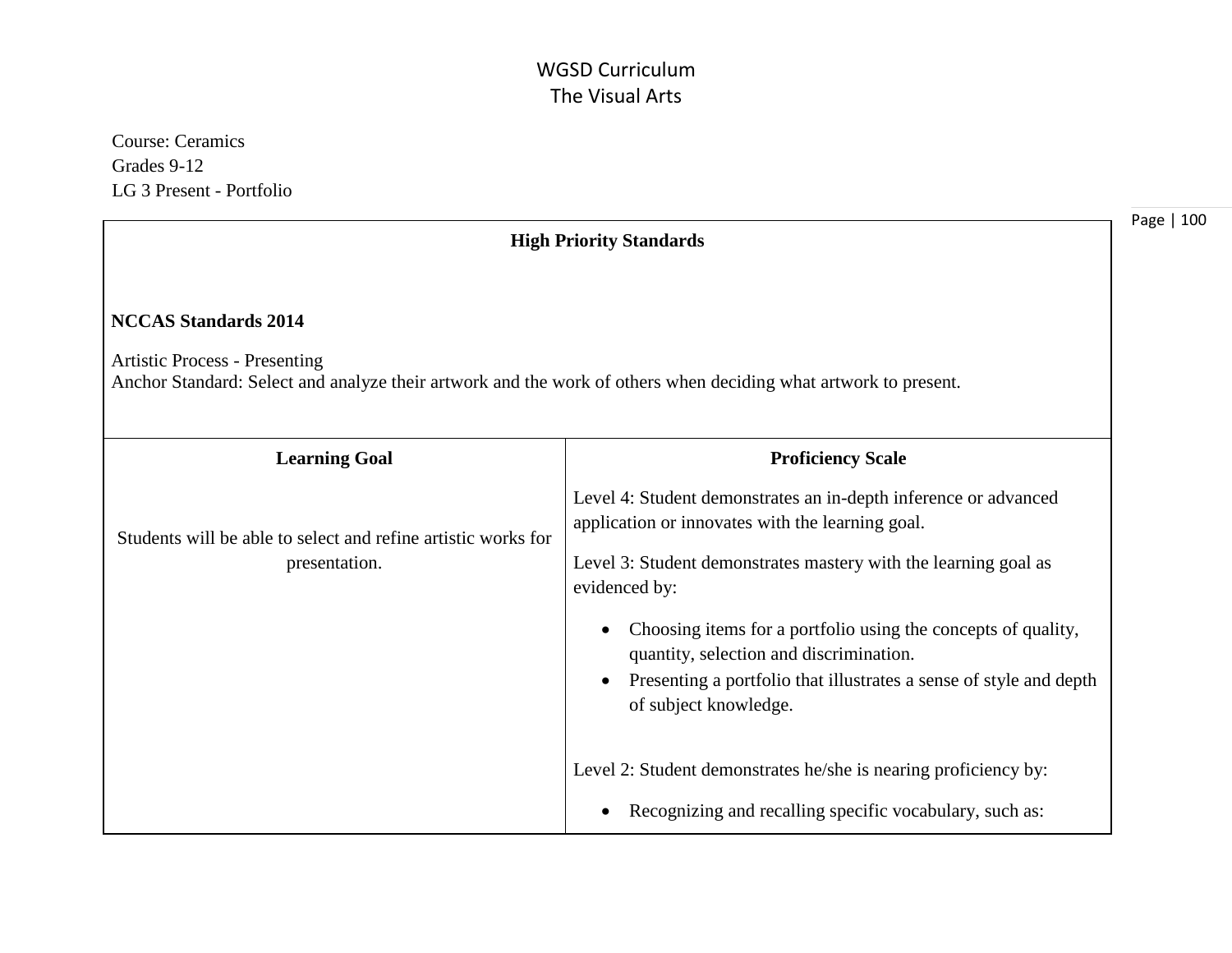# WGSD Curriculum
## The Visual Arts

Course: Ceramics
Grades 9-12
LG 3 Present - Portfolio

| High Priority Standards | |
|---|---|
| **NCCAS Standards 2014**<br><br>Artistic Process - Presenting<br>Anchor Standard: Select and analyze their artwork and the work of others when deciding what artwork to present. | |
| **Learning Goal** | **Proficiency Scale** |
| Students will be able to select and refine artistic works for presentation. | Level 4: Student demonstrates an in-depth inference or advanced application or innovates with the learning goal.<br><br>Level 3: Student demonstrates mastery with the learning goal as evidenced by:<br><br>• Choosing items for a portfolio using the concepts of quality, quantity, selection and discrimination.<br>• Presenting a portfolio that illustrates a sense of style and depth of subject knowledge.<br><br>Level 2: Student demonstrates he/she is nearing proficiency by:<br><br>• Recognizing and recalling specific vocabulary, such as: |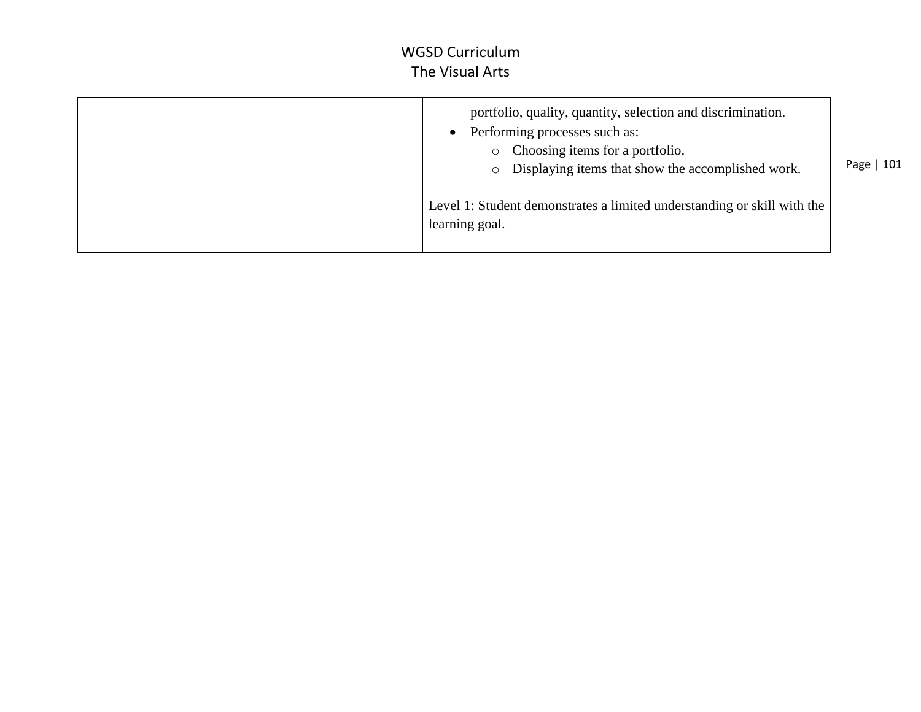| | |
|---|---|
| | portfolio, quality, quantity, selection and discrimination.<br>• Performing processes such as:<br>&nbsp;&nbsp;&nbsp;&nbsp;o Choosing items for a portfolio.<br>&nbsp;&nbsp;&nbsp;&nbsp;o Displaying items that show the accomplished work.<br><br>Level 1: Student demonstrates a limited understanding or skill with the learning goal. |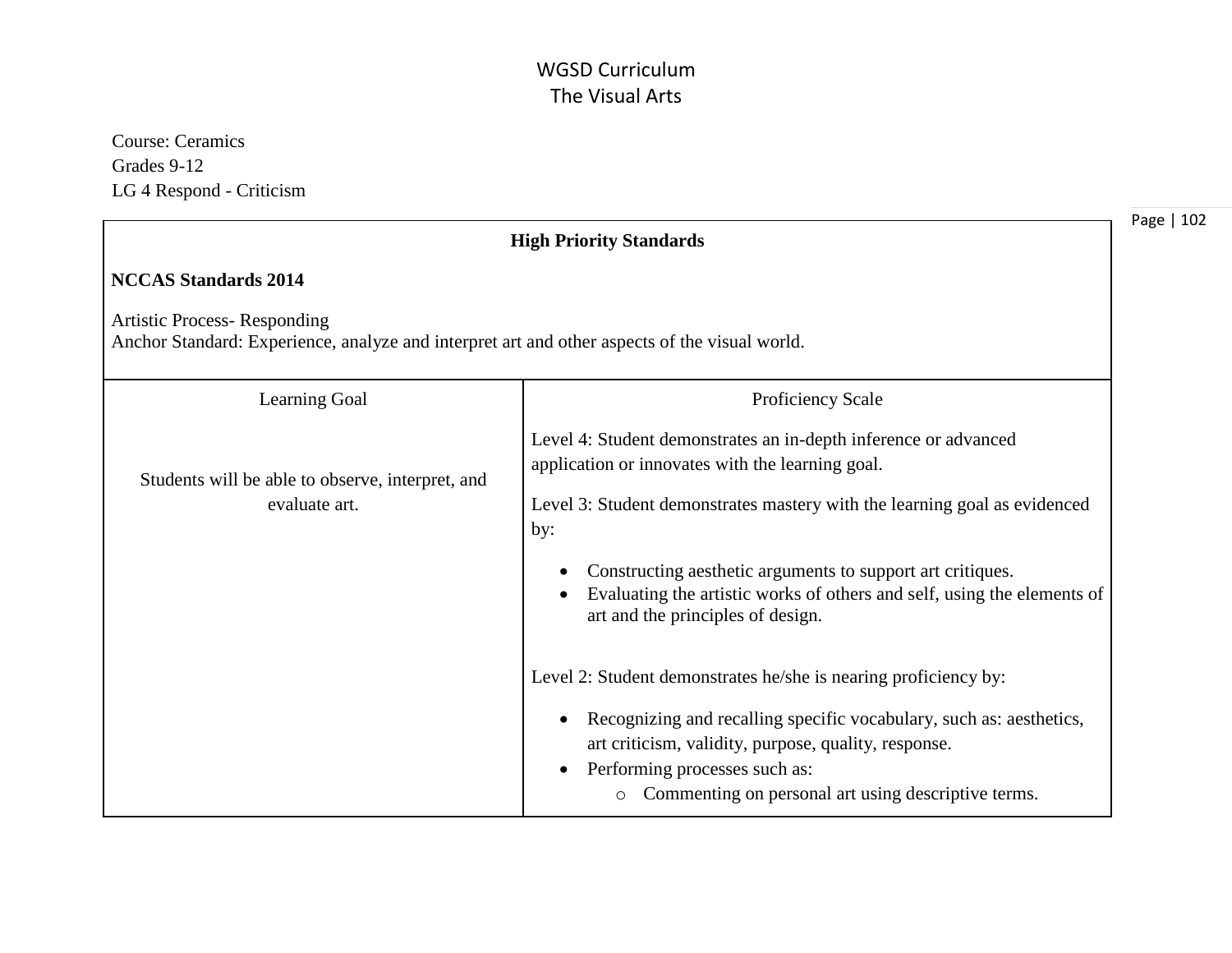# WGSD Curriculum
# The Visual Arts

Course: Ceramics
Grades 9-12
LG 4 Respond - Criticism

| High Priority Standards | |
|---|---|
| **NCCAS Standards 2014**<br><br>Artistic Process- Responding<br>Anchor Standard: Experience, analyze and interpret art and other aspects of the visual world. | |
| Learning Goal | Proficiency Scale |
| Students will be able to observe, interpret, and evaluate art. | Level 4: Student demonstrates an in-depth inference or advanced application or innovates with the learning goal.<br><br>Level 3: Student demonstrates mastery with the learning goal as evidenced by:<br>• Constructing aesthetic arguments to support art critiques.<br>• Evaluating the artistic works of others and self, using the elements of art and the principles of design.<br><br>Level 2: Student demonstrates he/she is nearing proficiency by:<br>• Recognizing and recalling specific vocabulary, such as: aesthetics, art criticism, validity, purpose, quality, response.<br>• Performing processes such as:<br>&nbsp;&nbsp;&nbsp;&nbsp;o Commenting on personal art using descriptive terms. |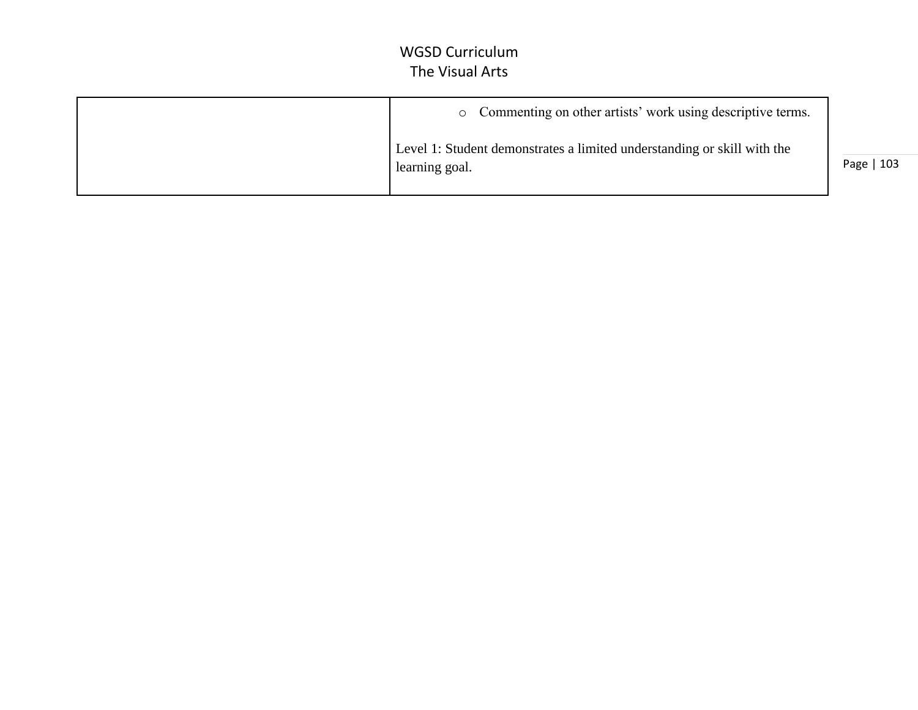| | |
|---|---|
| | ○ Commenting on other artists' work using descriptive terms.<br><br>Level 1: Student demonstrates a limited understanding or skill with the learning goal. |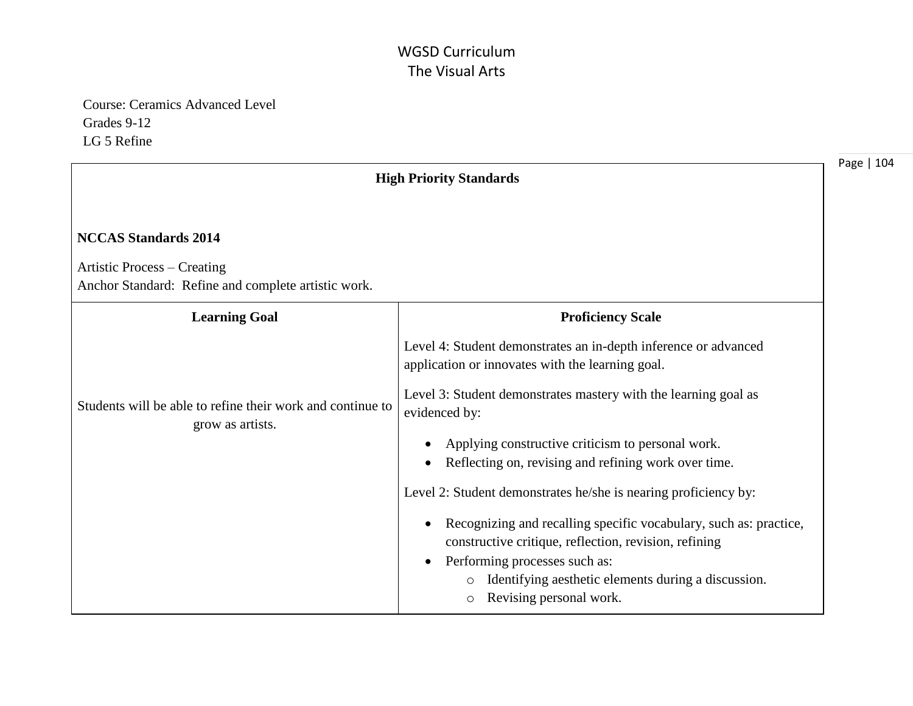# WGSD Curriculum
## The Visual Arts

Course: Ceramics Advanced Level
Grades 9-12
LG 5 Refine

| **High Priority Standards** | |
|---|---|
| **NCCAS Standards 2014**<br><br>Artistic Process – Creating<br>Anchor Standard: Refine and complete artistic work. | |
| **Learning Goal** | **Proficiency Scale** |
| Students will be able to refine their work and continue to grow as artists. | Level 4: Student demonstrates an in-depth inference or advanced application or innovates with the learning goal.<br><br>Level 3: Student demonstrates mastery with the learning goal as evidenced by:<br>• Applying constructive criticism to personal work.<br>• Reflecting on, revising and refining work over time.<br><br>Level 2: Student demonstrates he/she is nearing proficiency by:<br>• Recognizing and recalling specific vocabulary, such as: practice, constructive critique, reflection, revision, refining<br>• Performing processes such as:<br>  o Identifying aesthetic elements during a discussion.<br>  o Revising personal work. |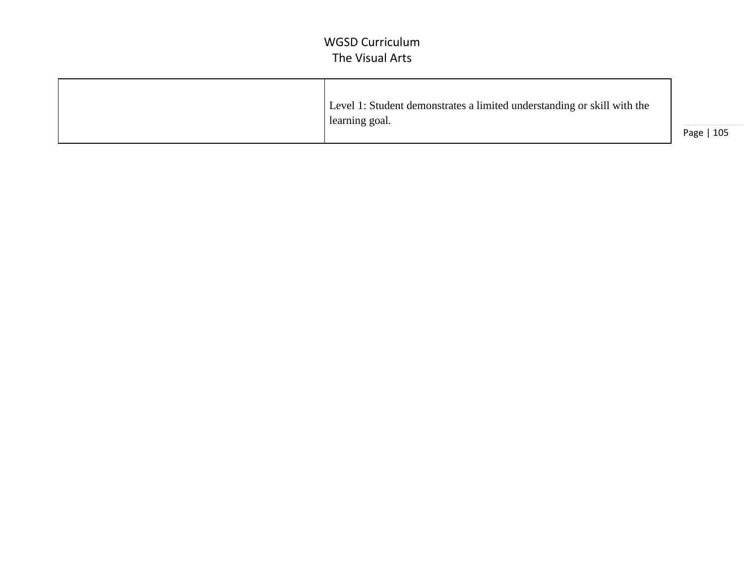| | |
|---|---|
| | Level 1: Student demonstrates a limited understanding or skill with the learning goal. |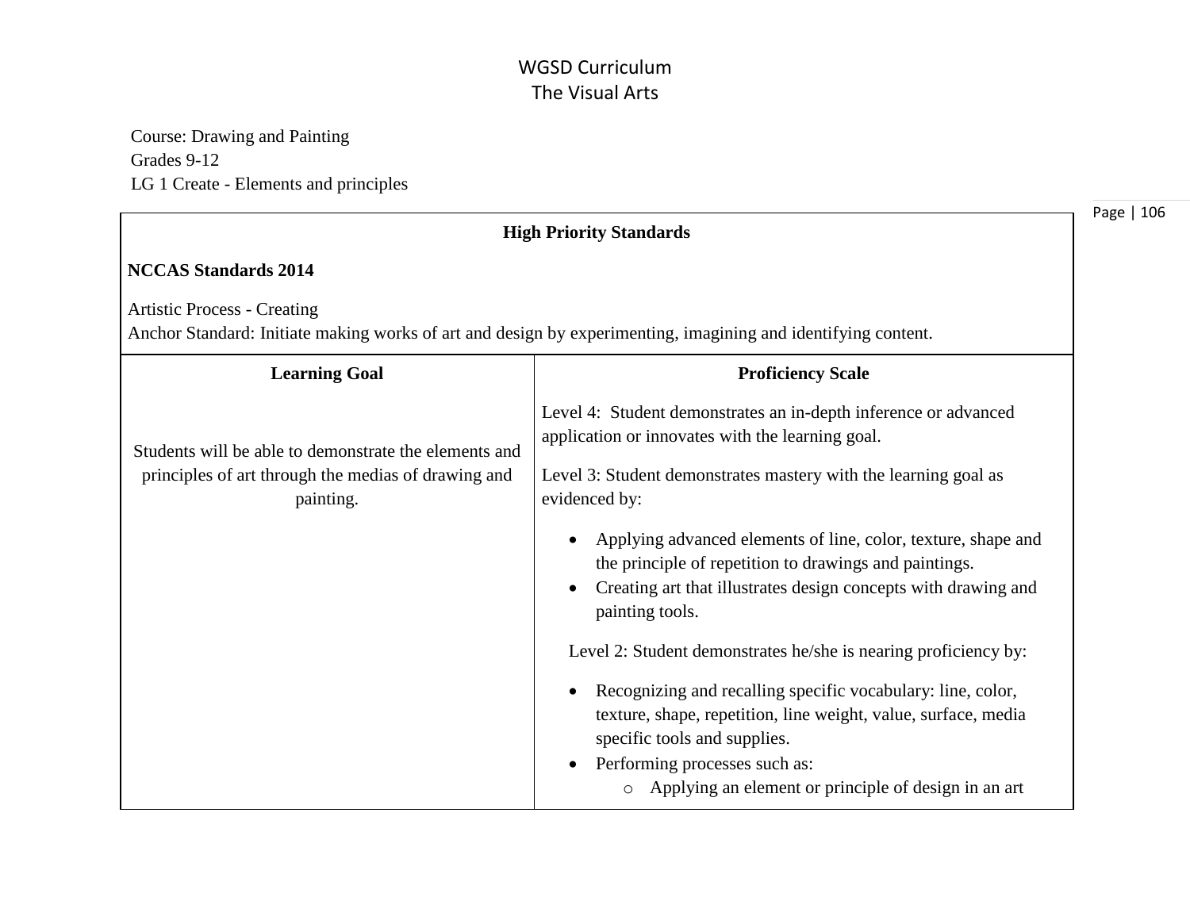# WGSD Curriculum
## The Visual Arts

Course: Drawing and Painting
Grades 9-12
LG 1 Create - Elements and principles

| High Priority Standards | |
|---|---|
| **NCCAS Standards 2014**<br><br>Artistic Process - Creating<br>Anchor Standard: Initiate making works of art and design by experimenting, imagining and identifying content. | |
| **Learning Goal** | **Proficiency Scale** |
| Students will be able to demonstrate the elements and principles of art through the medias of drawing and painting. | Level 4: Student demonstrates an in-depth inference or advanced application or innovates with the learning goal.<br><br>Level 3: Student demonstrates mastery with the learning goal as evidenced by:<br>• Applying advanced elements of line, color, texture, shape and the principle of repetition to drawings and paintings.<br>• Creating art that illustrates design concepts with drawing and painting tools.<br><br>Level 2: Student demonstrates he/she is nearing proficiency by:<br>• Recognizing and recalling specific vocabulary: line, color, texture, shape, repetition, line weight, value, surface, media specific tools and supplies.<br>• Performing processes such as:<br>  o Applying an element or principle of design in an art |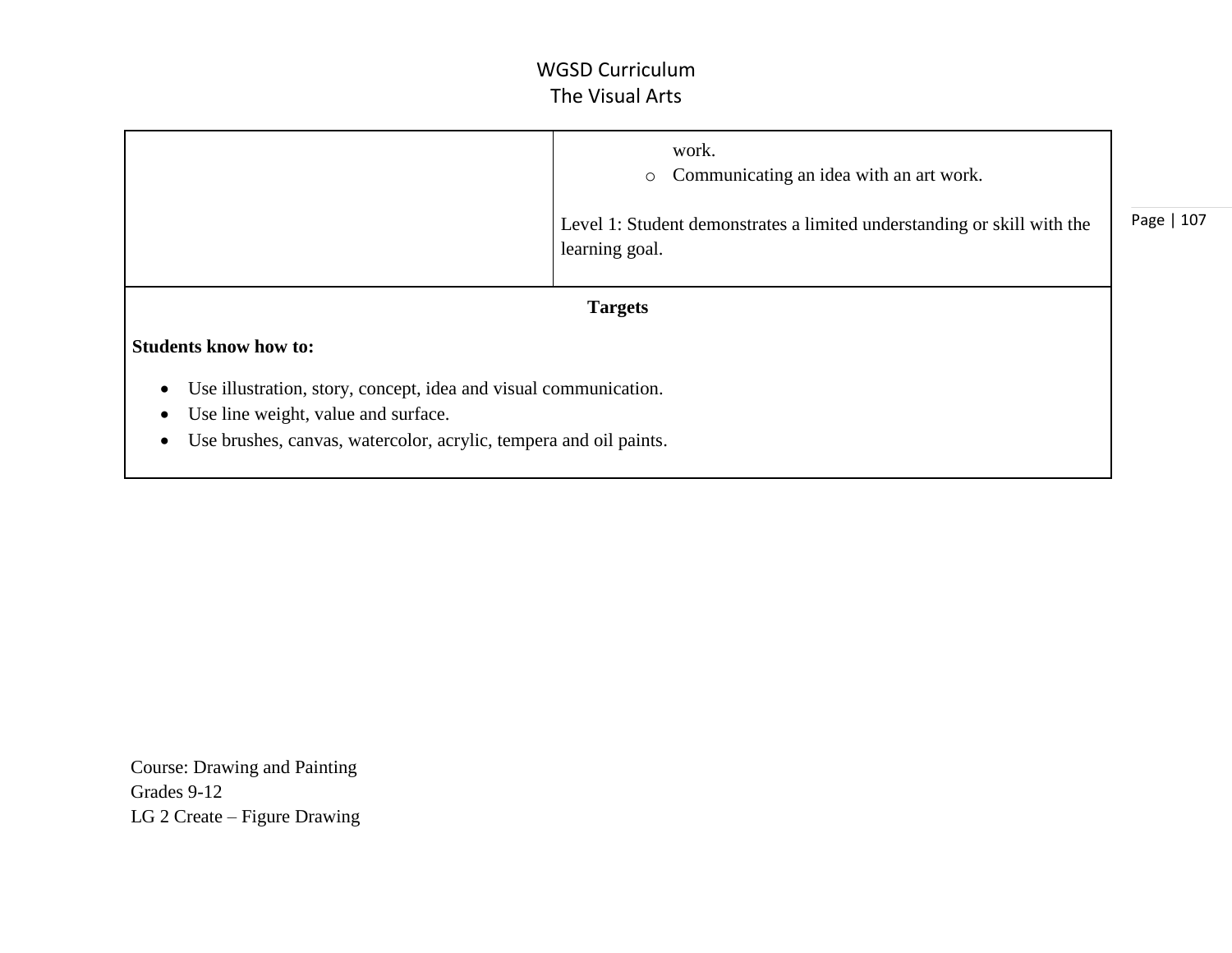| | work.<br>o Communicating an idea with an art work.<br><br>Level 1: Student demonstrates a limited understanding or skill with the learning goal. |
|---|---|

**Targets**

**Students know how to:**

- Use illustration, story, concept, idea and visual communication.
- Use line weight, value and surface.
- Use brushes, canvas, watercolor, acrylic, tempera and oil paints.

Course: Drawing and Painting
Grades 9-12
LG 2 Create – Figure Drawing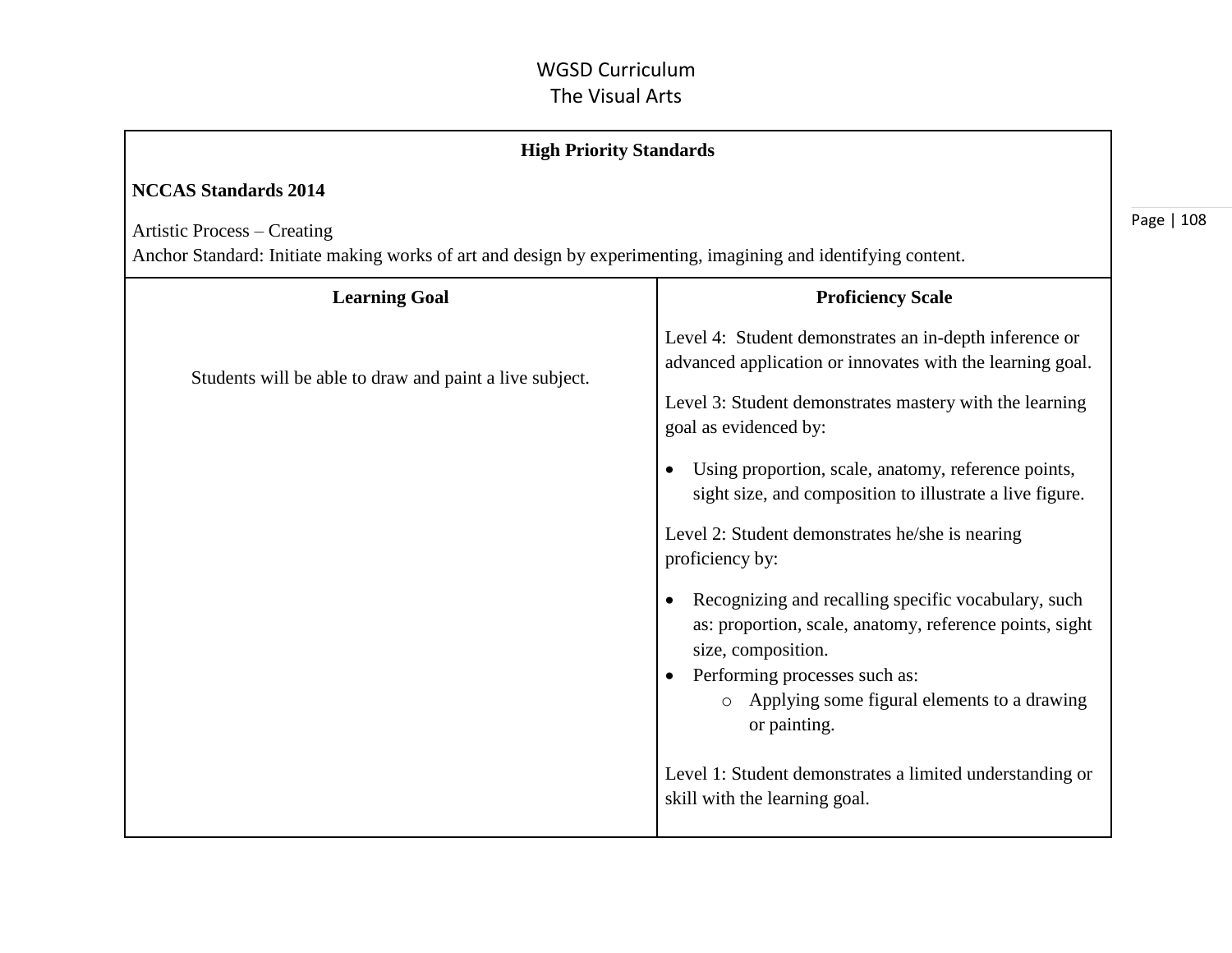WGSD Curriculum
The Visual Arts

**High Priority Standards**

**NCCAS Standards 2014**

Artistic Process – Creating
Anchor Standard: Initiate making works of art and design by experimenting, imagining and identifying content.

| Learning Goal | Proficiency Scale |
|---|---|
| Students will be able to draw and paint a live subject. | Level 4: Student demonstrates an in-depth inference or advanced application or innovates with the learning goal.<br><br>Level 3: Student demonstrates mastery with the learning goal as evidenced by:<br>• Using proportion, scale, anatomy, reference points, sight size, and composition to illustrate a live figure.<br><br>Level 2: Student demonstrates he/she is nearing proficiency by:<br>• Recognizing and recalling specific vocabulary, such as: proportion, scale, anatomy, reference points, sight size, composition.<br>• Performing processes such as:<br>&nbsp;&nbsp;&nbsp;&nbsp;o Applying some figural elements to a drawing or painting.<br><br>Level 1: Student demonstrates a limited understanding or skill with the learning goal. |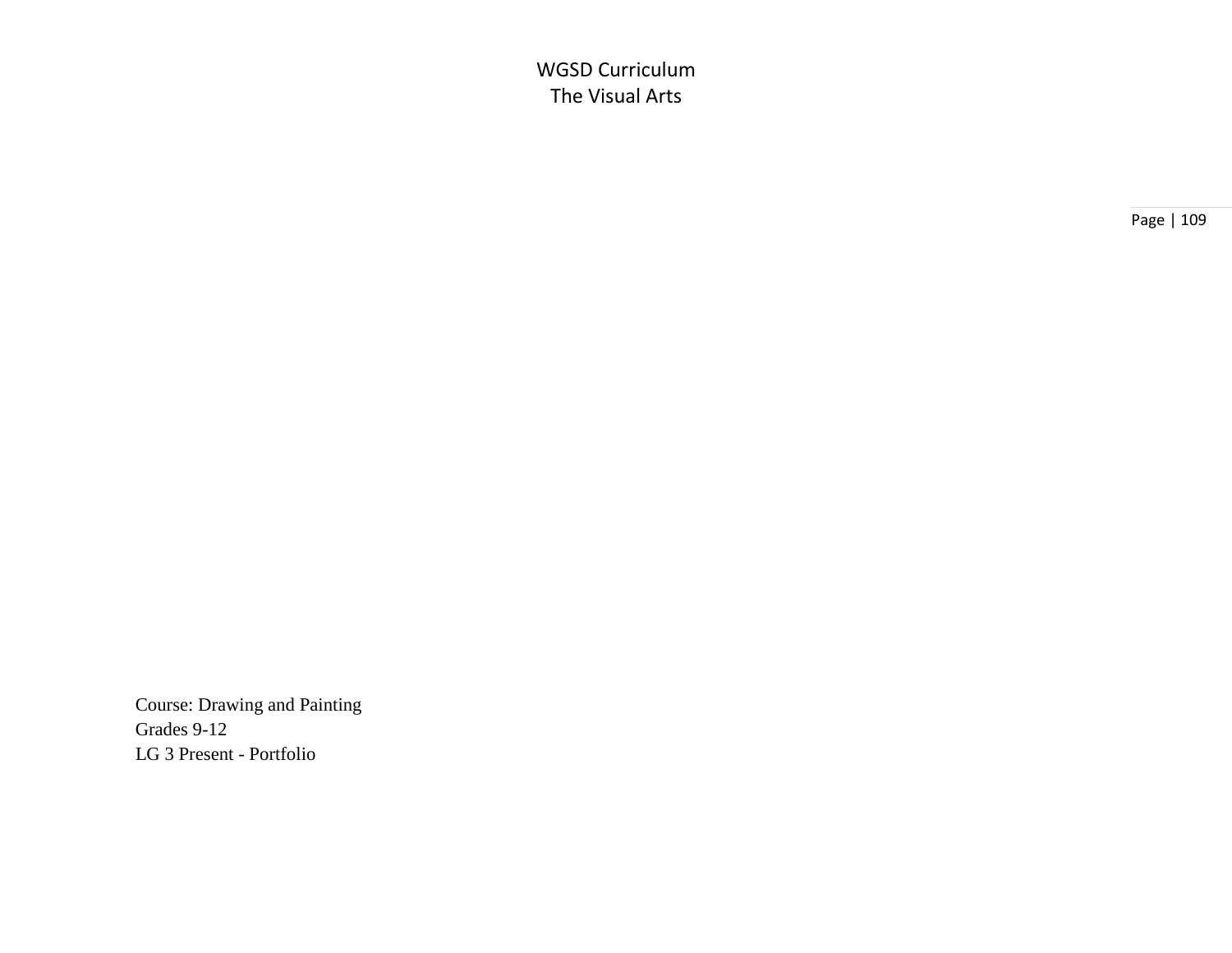Course: Drawing and Painting
Grades 9-12
LG 3 Present - Portfolio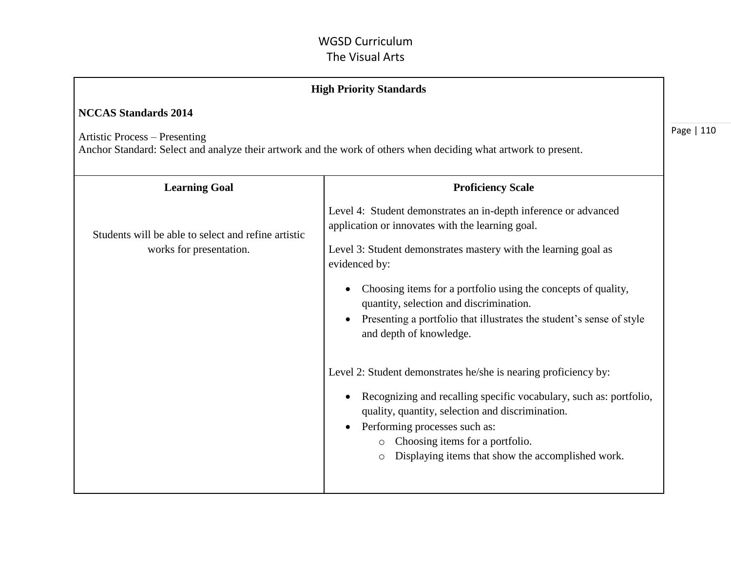# WGSD Curriculum
## The Visual Arts

**High Priority Standards**

**NCCAS Standards 2014**

Artistic Process – Presenting
Anchor Standard: Select and analyze their artwork and the work of others when deciding what artwork to present.

| Learning Goal | Proficiency Scale |
|---|---|
| Students will be able to select and refine artistic works for presentation. | Level 4: Student demonstrates an in-depth inference or advanced application or innovates with the learning goal.<br><br>Level 3: Student demonstrates mastery with the learning goal as evidenced by:<br>• Choosing items for a portfolio using the concepts of quality, quantity, selection and discrimination.<br>• Presenting a portfolio that illustrates the student's sense of style and depth of knowledge.<br><br>Level 2: Student demonstrates he/she is nearing proficiency by:<br>• Recognizing and recalling specific vocabulary, such as: portfolio, quality, quantity, selection and discrimination.<br>• Performing processes such as:<br>&nbsp;&nbsp;&nbsp;&nbsp;o Choosing items for a portfolio.<br>&nbsp;&nbsp;&nbsp;&nbsp;o Displaying items that show the accomplished work. |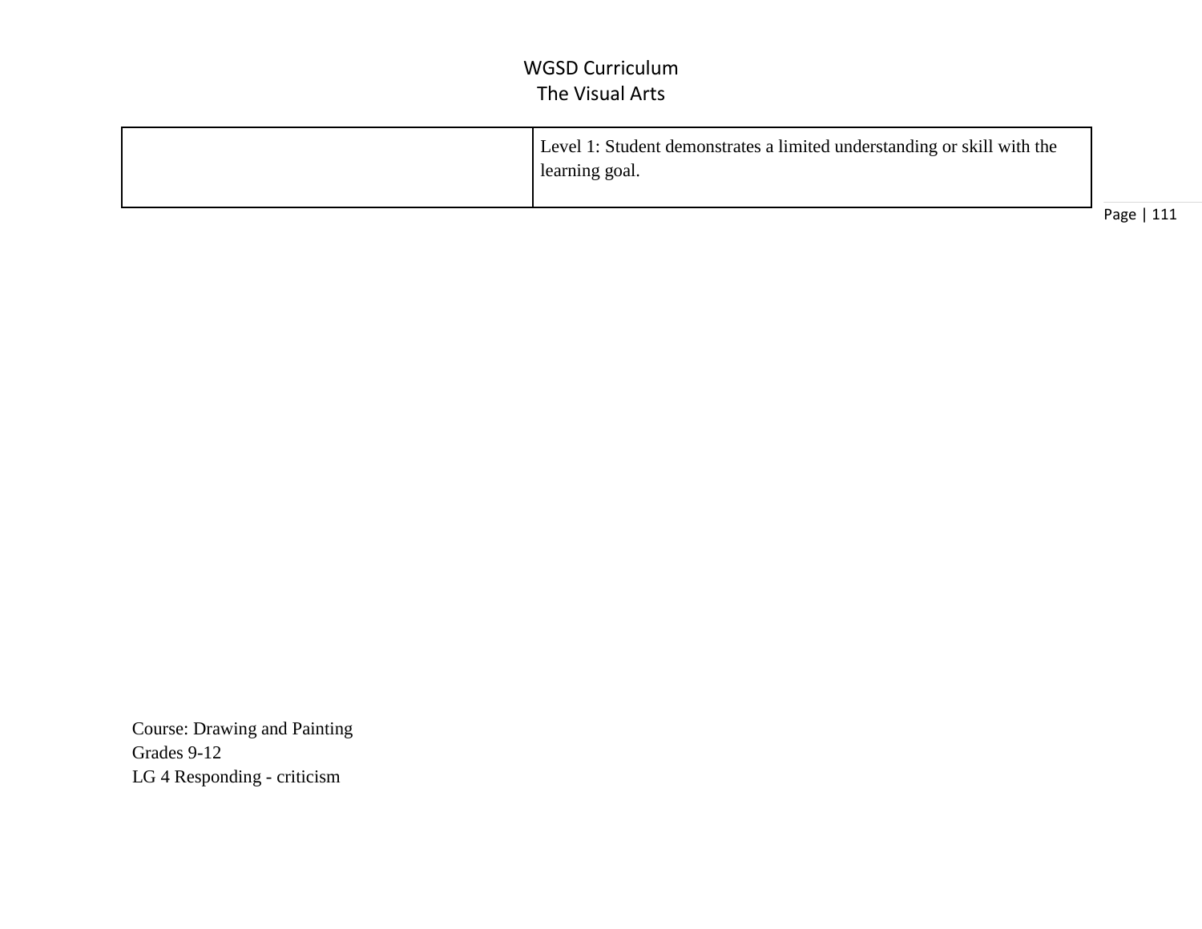| | Level 1: Student demonstrates a limited understanding or skill with the learning goal. |
|---|---|

Course: Drawing and Painting
Grades 9-12
LG 4 Responding - criticism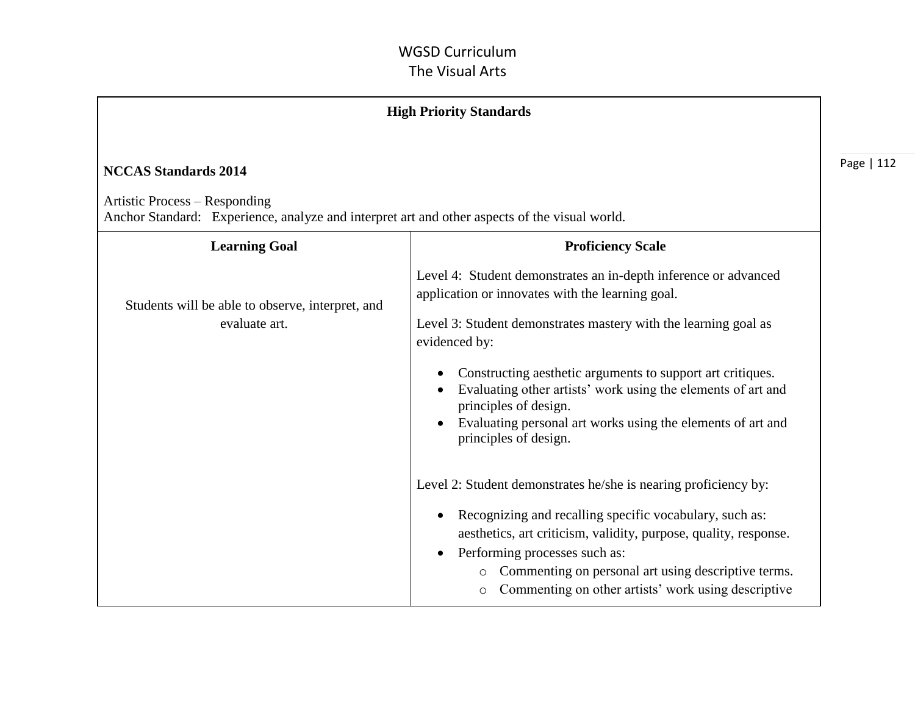**High Priority Standards**

**NCCAS Standards 2014**

Artistic Process – Responding
Anchor Standard: Experience, analyze and interpret art and other aspects of the visual world.

| Learning Goal | Proficiency Scale |
|---|---|
| Students will be able to observe, interpret, and evaluate art. | Level 4: Student demonstrates an in-depth inference or advanced application or innovates with the learning goal.<br><br>Level 3: Student demonstrates mastery with the learning goal as evidenced by:<br>• Constructing aesthetic arguments to support art critiques.<br>• Evaluating other artists' work using the elements of art and principles of design.<br>• Evaluating personal art works using the elements of art and principles of design.<br><br>Level 2: Student demonstrates he/she is nearing proficiency by:<br>• Recognizing and recalling specific vocabulary, such as: aesthetics, art criticism, validity, purpose, quality, response.<br>• Performing processes such as:<br>  o Commenting on personal art using descriptive terms.<br>  o Commenting on other artists' work using descriptive |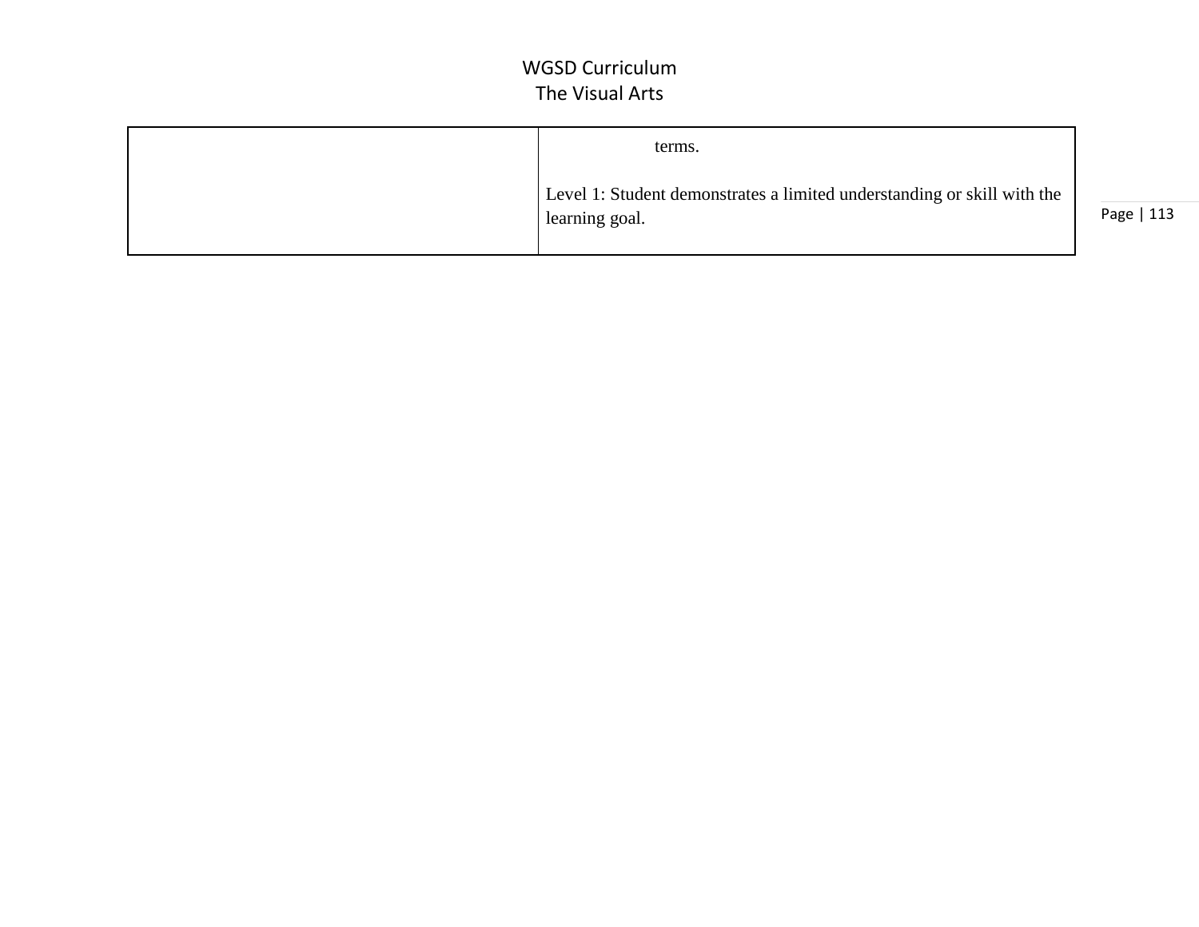| | |
|---|---|
| | terms.<br><br>Level 1: Student demonstrates a limited understanding or skill with the learning goal. |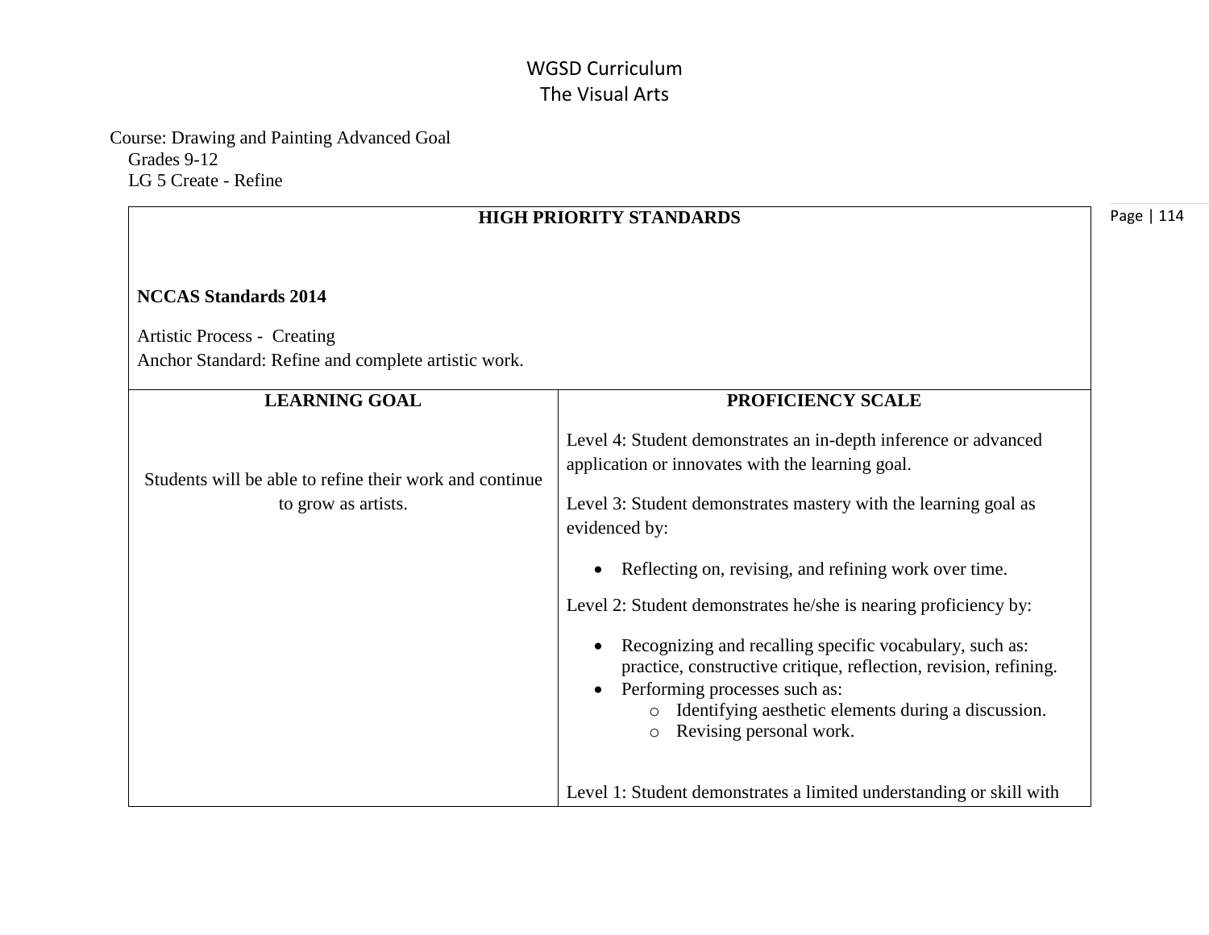# WGSD Curriculum
## The Visual Arts

Course: Drawing and Painting Advanced Goal
Grades 9-12
LG 5 Create - Refine

| HIGH PRIORITY STANDARDS | |
|---|---|
| **NCCAS Standards 2014**<br><br>Artistic Process - Creating<br>Anchor Standard: Refine and complete artistic work. | |
| **LEARNING GOAL** | **PROFICIENCY SCALE** |
| Students will be able to refine their work and continue to grow as artists. | Level 4: Student demonstrates an in-depth inference or advanced application or innovates with the learning goal.<br><br>Level 3: Student demonstrates mastery with the learning goal as evidenced by:<br>• Reflecting on, revising, and refining work over time.<br><br>Level 2: Student demonstrates he/she is nearing proficiency by:<br>• Recognizing and recalling specific vocabulary, such as: practice, constructive critique, reflection, revision, refining.<br>• Performing processes such as:<br>&nbsp;&nbsp;&nbsp;&nbsp;o Identifying aesthetic elements during a discussion.<br>&nbsp;&nbsp;&nbsp;&nbsp;o Revising personal work.<br><br>Level 1: Student demonstrates a limited understanding or skill with |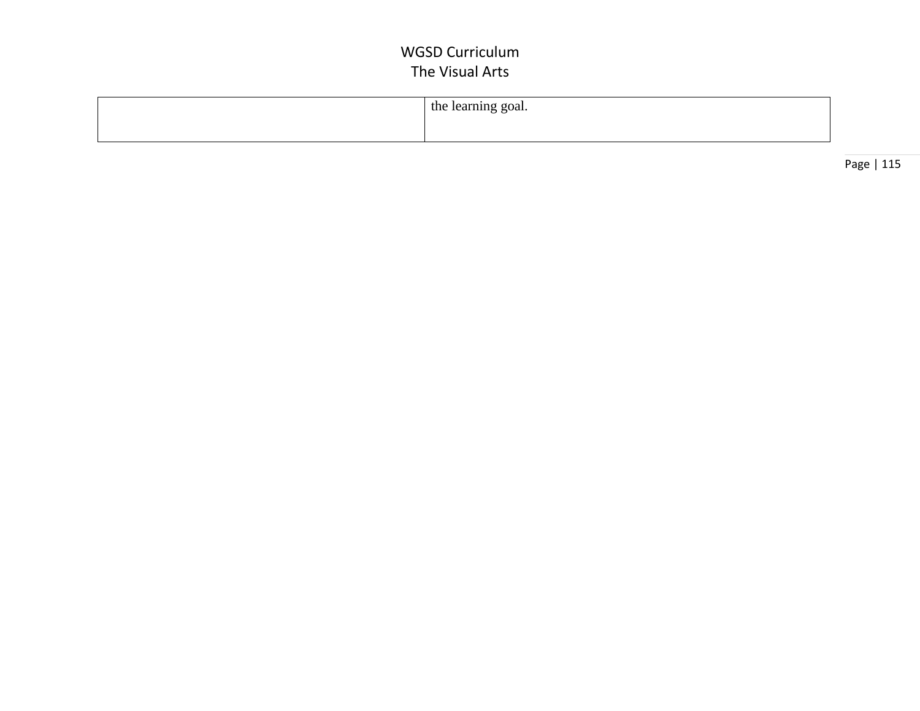| | |
|---|---|
| | the learning goal. |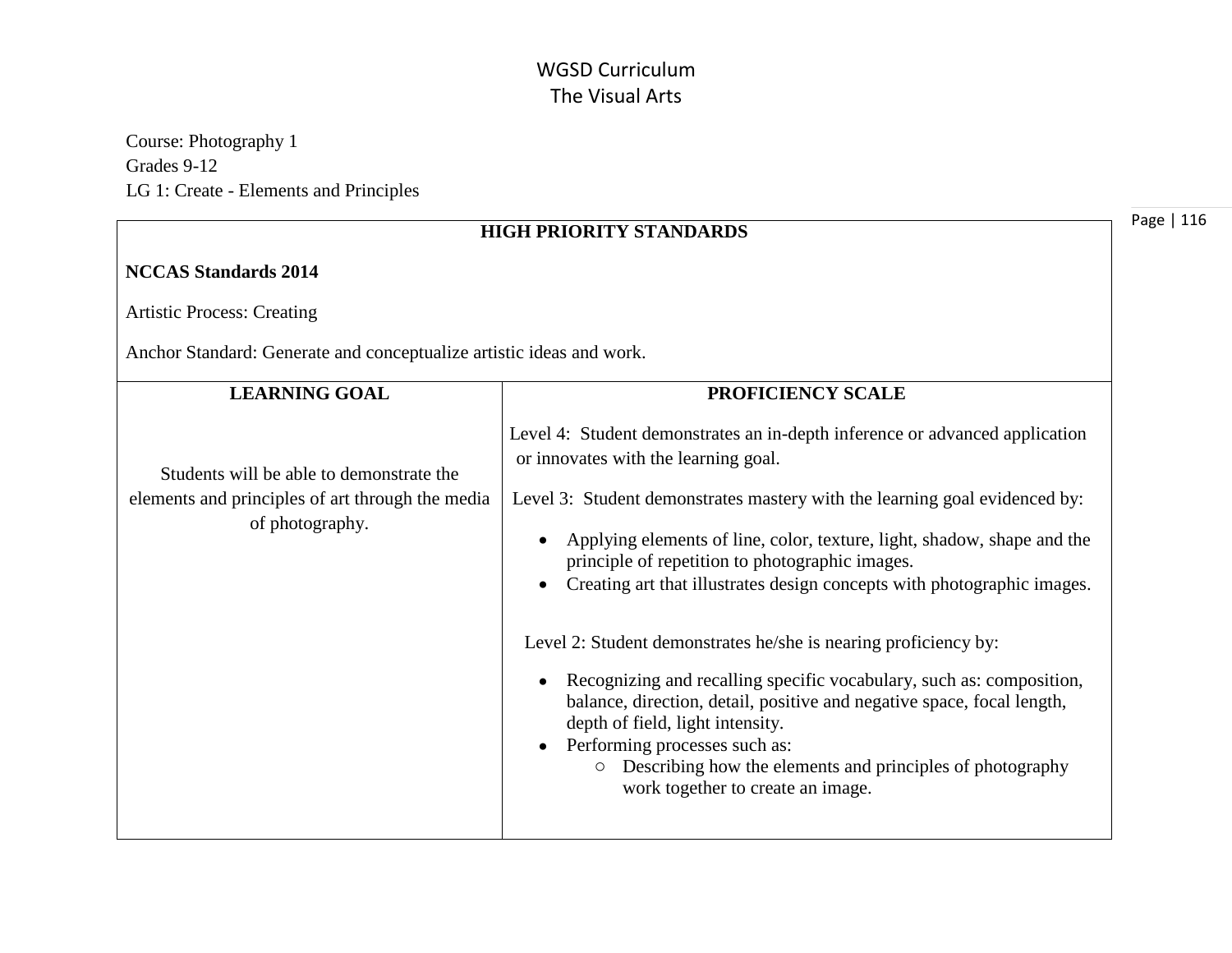# WGSD Curriculum
## The Visual Arts

Course: Photography 1
Grades 9-12
LG 1: Create - Elements and Principles

| HIGH PRIORITY STANDARDS | |
|---|---|
| **NCCAS Standards 2014**<br><br>Artistic Process: Creating<br><br>Anchor Standard: Generate and conceptualize artistic ideas and work. | |
| **LEARNING GOAL** | **PROFICIENCY SCALE** |
| Students will be able to demonstrate the elements and principles of art through the media of photography. | Level 4: Student demonstrates an in-depth inference or advanced application or innovates with the learning goal.<br><br>Level 3: Student demonstrates mastery with the learning goal evidenced by:<br>• Applying elements of line, color, texture, light, shadow, shape and the principle of repetition to photographic images.<br>• Creating art that illustrates design concepts with photographic images.<br><br>Level 2: Student demonstrates he/she is nearing proficiency by:<br>• Recognizing and recalling specific vocabulary, such as: composition, balance, direction, detail, positive and negative space, focal length, depth of field, light intensity.<br>• Performing processes such as:<br>  ○ Describing how the elements and principles of photography work together to create an image. |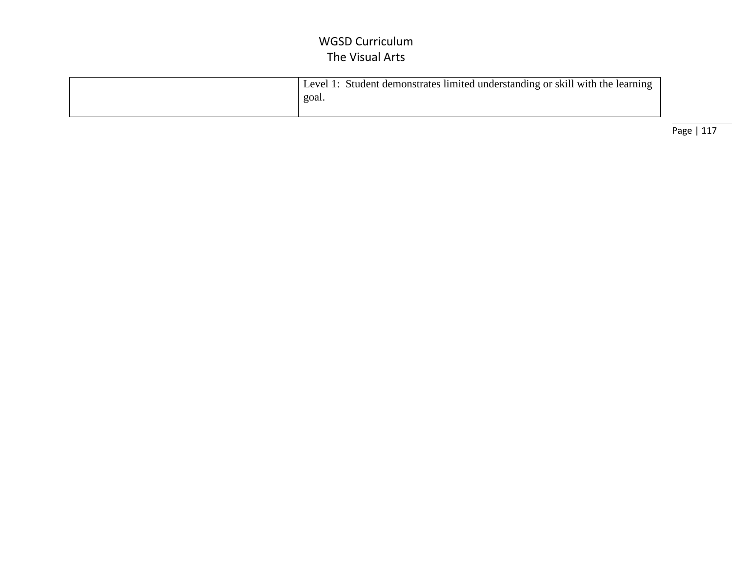|  | Level 1: Student demonstrates limited understanding or skill with the learning goal. |
|---|---|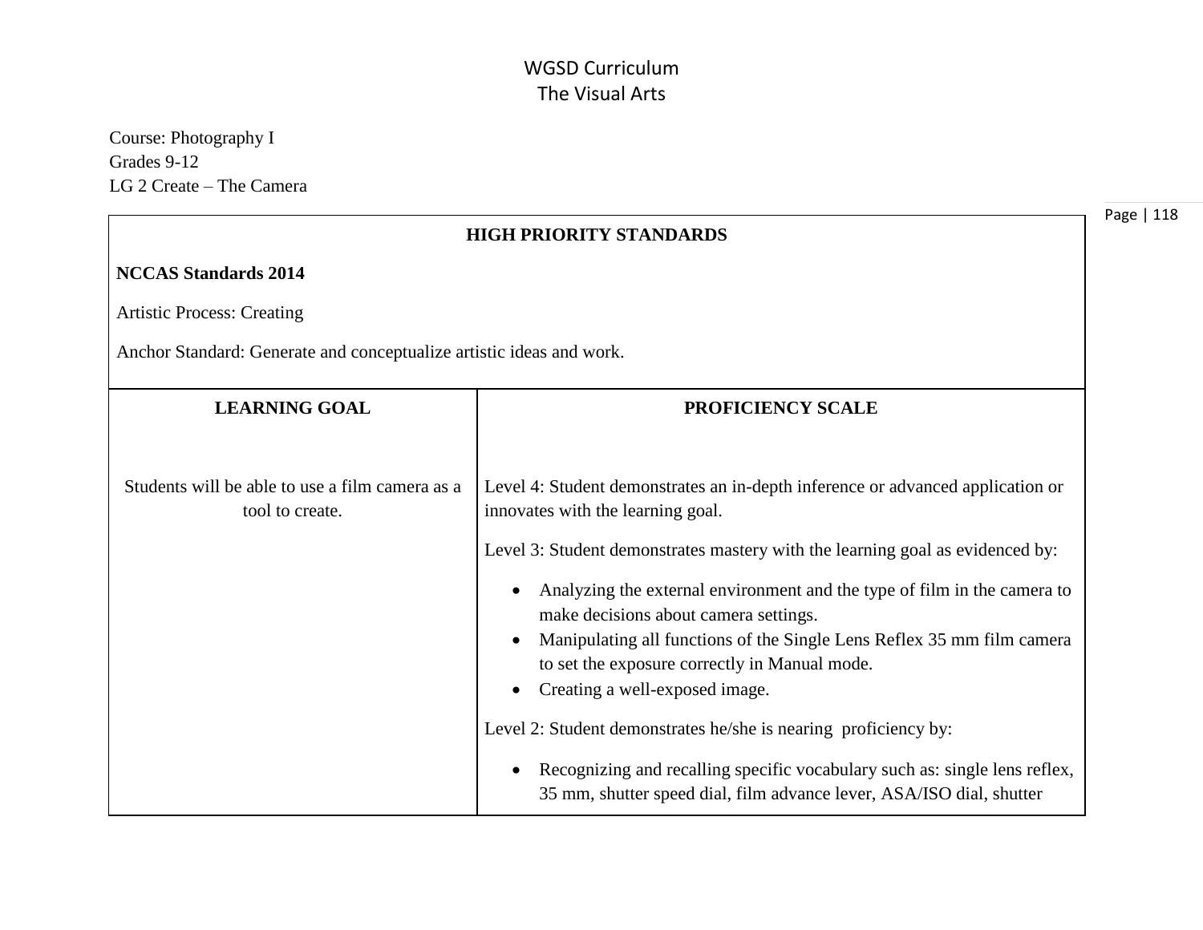WGSD Curriculum
The Visual Arts

Course: Photography I
Grades 9-12
LG 2 Create – The Camera

| HIGH PRIORITY STANDARDS | |
|---|---|
| **NCCAS Standards 2014**<br><br>Artistic Process: Creating<br><br>Anchor Standard: Generate and conceptualize artistic ideas and work. | |
| **LEARNING GOAL** | **PROFICIENCY SCALE** |
| Students will be able to use a film camera as a tool to create. | Level 4: Student demonstrates an in-depth inference or advanced application or innovates with the learning goal.<br><br>Level 3: Student demonstrates mastery with the learning goal as evidenced by:<br><ul><li>Analyzing the external environment and the type of film in the camera to make decisions about camera settings.</li><li>Manipulating all functions of the Single Lens Reflex 35 mm film camera to set the exposure correctly in Manual mode.</li><li>Creating a well-exposed image.</li></ul>Level 2: Student demonstrates he/she is nearing proficiency by:<br><ul><li>Recognizing and recalling specific vocabulary such as: single lens reflex, 35 mm, shutter speed dial, film advance lever, ASA/ISO dial, shutter</li></ul> |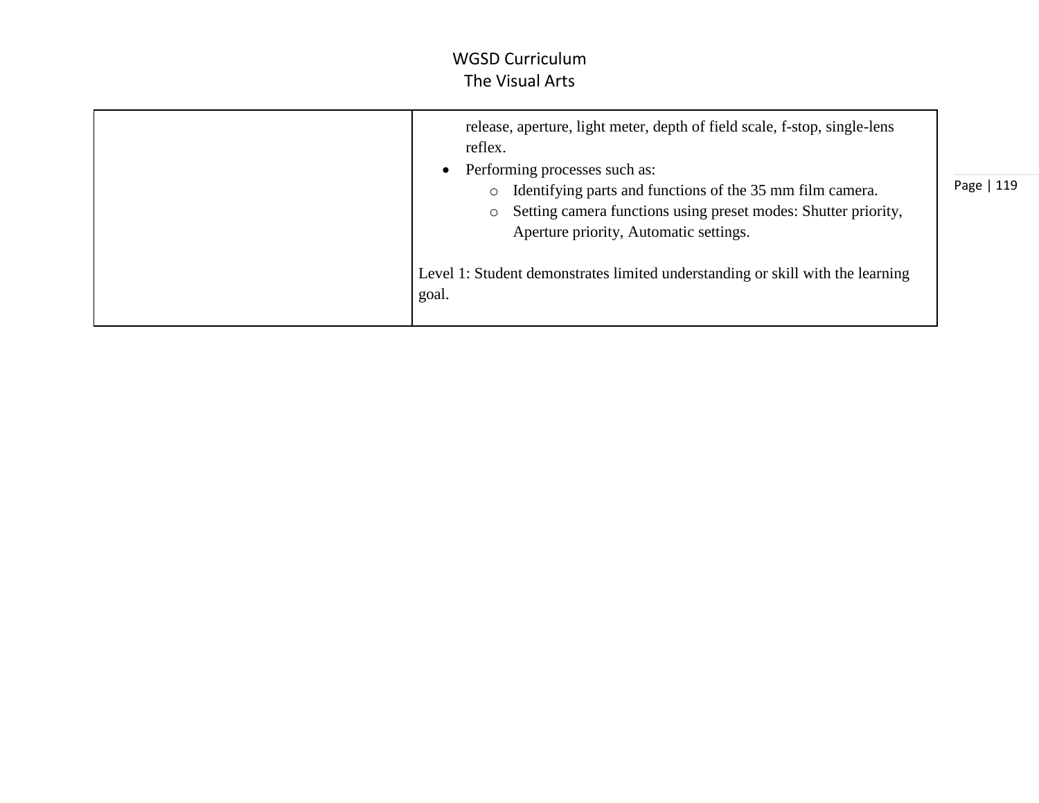| | |
|---|---|
| | release, aperture, light meter, depth of field scale, f-stop, single-lens reflex.<br>• Performing processes such as:<br>  ○ Identifying parts and functions of the 35 mm film camera.<br>  ○ Setting camera functions using preset modes: Shutter priority, Aperture priority, Automatic settings.<br><br>Level 1: Student demonstrates limited understanding or skill with the learning goal. |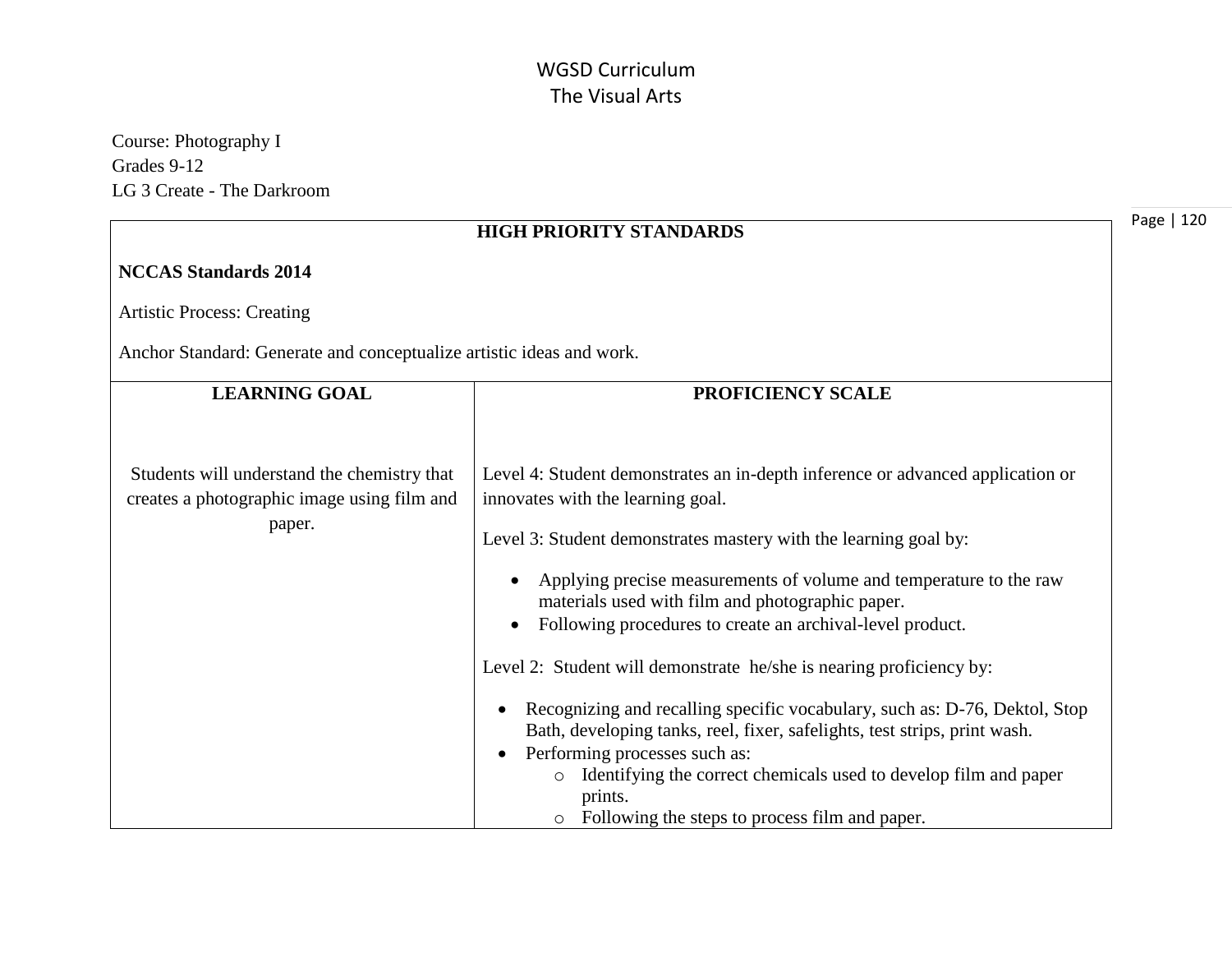# WGSD Curriculum
## The Visual Arts

Course: Photography I
Grades 9-12
LG 3 Create - The Darkroom

| HIGH PRIORITY STANDARDS | |
|---|---|
| **NCCAS Standards 2014**<br><br>Artistic Process: Creating<br><br>Anchor Standard: Generate and conceptualize artistic ideas and work. | |
| **LEARNING GOAL** | **PROFICIENCY SCALE** |
| Students will understand the chemistry that creates a photographic image using film and paper. | Level 4: Student demonstrates an in-depth inference or advanced application or innovates with the learning goal.<br><br>Level 3: Student demonstrates mastery with the learning goal by:<br>• Applying precise measurements of volume and temperature to the raw materials used with film and photographic paper.<br>• Following procedures to create an archival-level product.<br><br>Level 2: Student will demonstrate he/she is nearing proficiency by:<br>• Recognizing and recalling specific vocabulary, such as: D-76, Dektol, Stop Bath, developing tanks, reel, fixer, safelights, test strips, print wash.<br>• Performing processes such as:<br>&nbsp;&nbsp;&nbsp;&nbsp;o Identifying the correct chemicals used to develop film and paper prints.<br>&nbsp;&nbsp;&nbsp;&nbsp;o Following the steps to process film and paper. |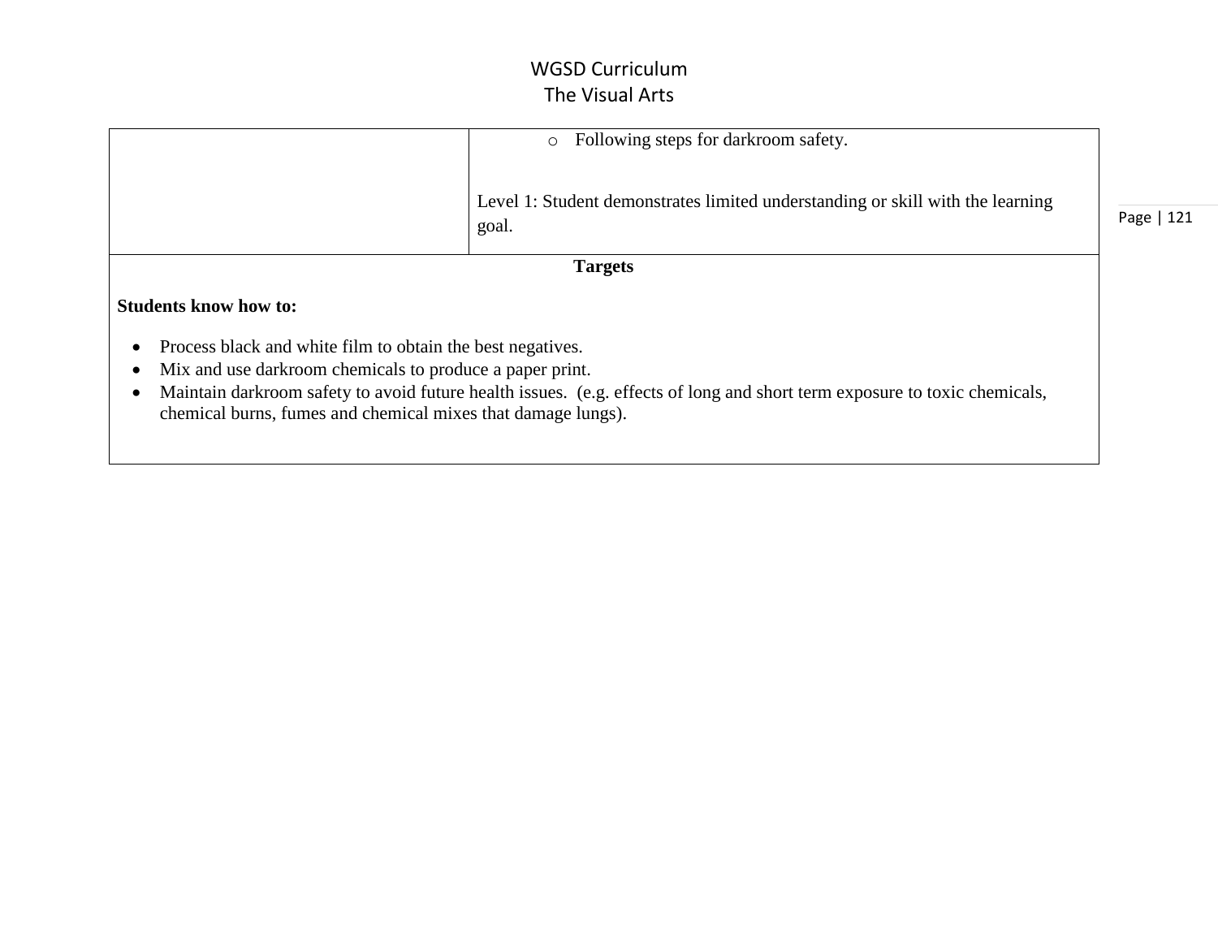| | |
|---|---|
| | - Following steps for darkroom safety.<br><br>Level 1: Student demonstrates limited understanding or skill with the learning goal. |

**Targets**

**Students know how to:**

- Process black and white film to obtain the best negatives.
- Mix and use darkroom chemicals to produce a paper print.
- Maintain darkroom safety to avoid future health issues. (e.g. effects of long and short term exposure to toxic chemicals, chemical burns, fumes and chemical mixes that damage lungs).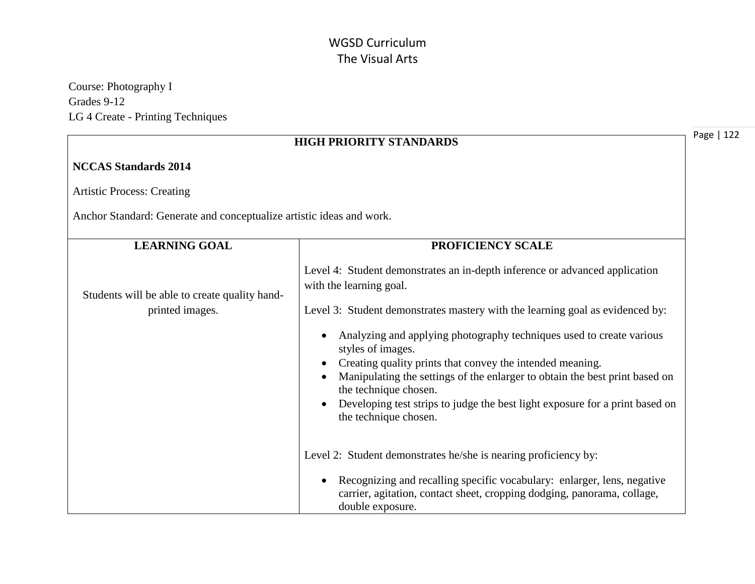# WGSD Curriculum
## The Visual Arts

Course: Photography I
Grades 9-12
LG 4 Create - Printing Techniques

| HIGH PRIORITY STANDARDS | |
|---|---|
| **NCCAS Standards 2014**<br><br>Artistic Process: Creating<br><br>Anchor Standard: Generate and conceptualize artistic ideas and work. | |
| **LEARNING GOAL** | **PROFICIENCY SCALE** |
| Students will be able to create quality hand-printed images. | Level 4: Student demonstrates an in-depth inference or advanced application with the learning goal.<br><br>Level 3: Student demonstrates mastery with the learning goal as evidenced by:<br>• Analyzing and applying photography techniques used to create various styles of images.<br>• Creating quality prints that convey the intended meaning.<br>• Manipulating the settings of the enlarger to obtain the best print based on the technique chosen.<br>• Developing test strips to judge the best light exposure for a print based on the technique chosen.<br><br>Level 2: Student demonstrates he/she is nearing proficiency by:<br>• Recognizing and recalling specific vocabulary: enlarger, lens, negative carrier, agitation, contact sheet, cropping dodging, panorama, collage, double exposure. |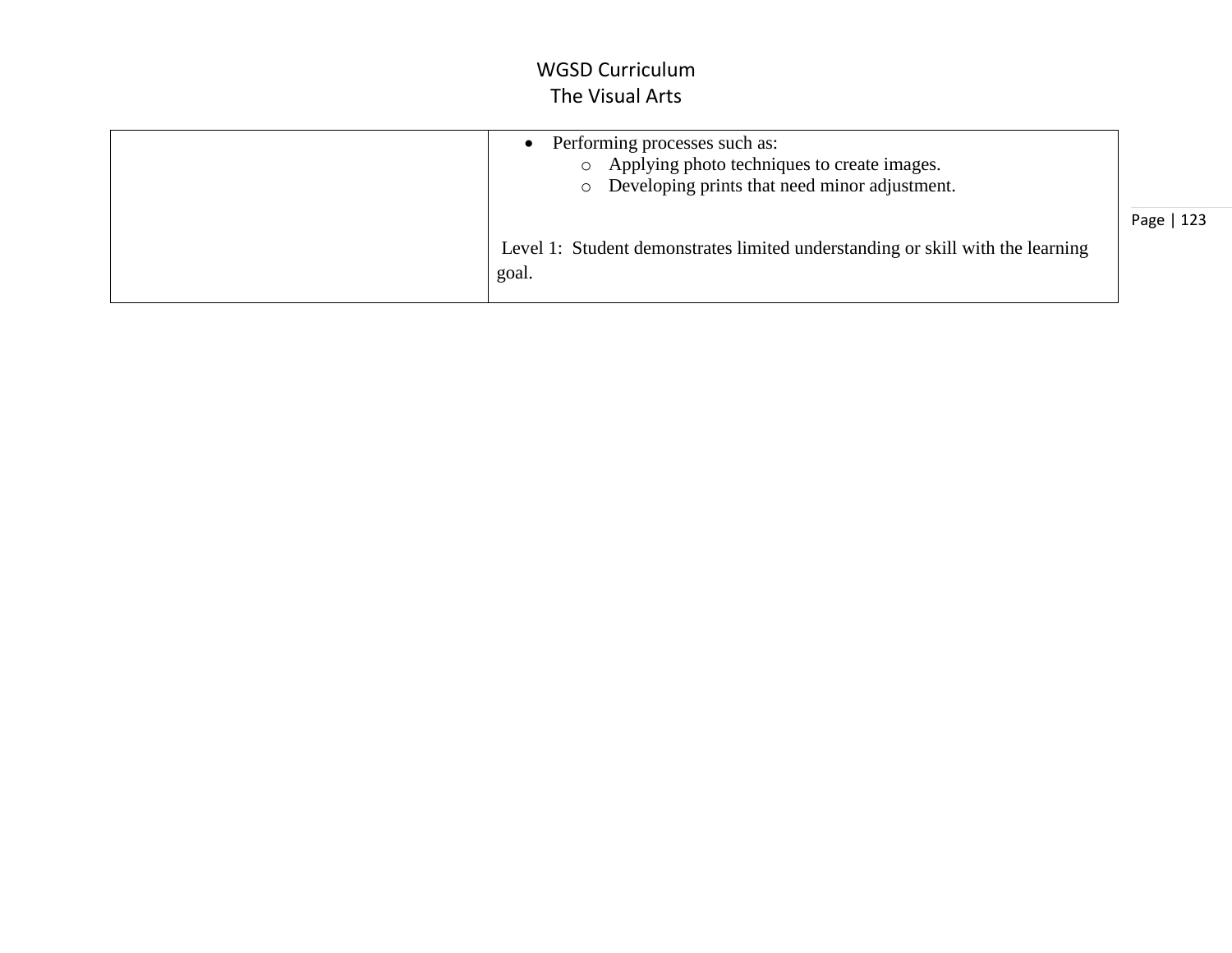| | |
|---|---|
| | • Performing processes such as:<br>  ○ Applying photo techniques to create images.<br>  ○ Developing prints that need minor adjustment.<br><br>Level 1: Student demonstrates limited understanding or skill with the learning goal. |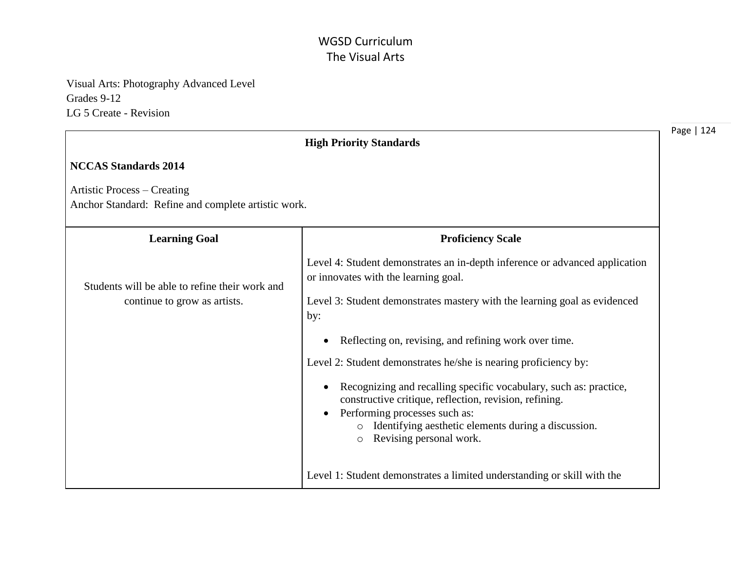# WGSD Curriculum
# The Visual Arts

Visual Arts: Photography Advanced Level
Grades 9-12
LG 5 Create - Revision

| High Priority Standards | |
|---|---|
| **NCCAS Standards 2014**<br><br>Artistic Process – Creating<br>Anchor Standard: Refine and complete artistic work. | |
| **Learning Goal** | **Proficiency Scale** |
| Students will be able to refine their work and continue to grow as artists. | Level 4: Student demonstrates an in-depth inference or advanced application or innovates with the learning goal.<br><br>Level 3: Student demonstrates mastery with the learning goal as evidenced by:<br>• Reflecting on, revising, and refining work over time.<br><br>Level 2: Student demonstrates he/she is nearing proficiency by:<br>• Recognizing and recalling specific vocabulary, such as: practice, constructive critique, reflection, revision, refining.<br>• Performing processes such as:<br>  o Identifying aesthetic elements during a discussion.<br>  o Revising personal work.<br><br>Level 1: Student demonstrates a limited understanding or skill with the |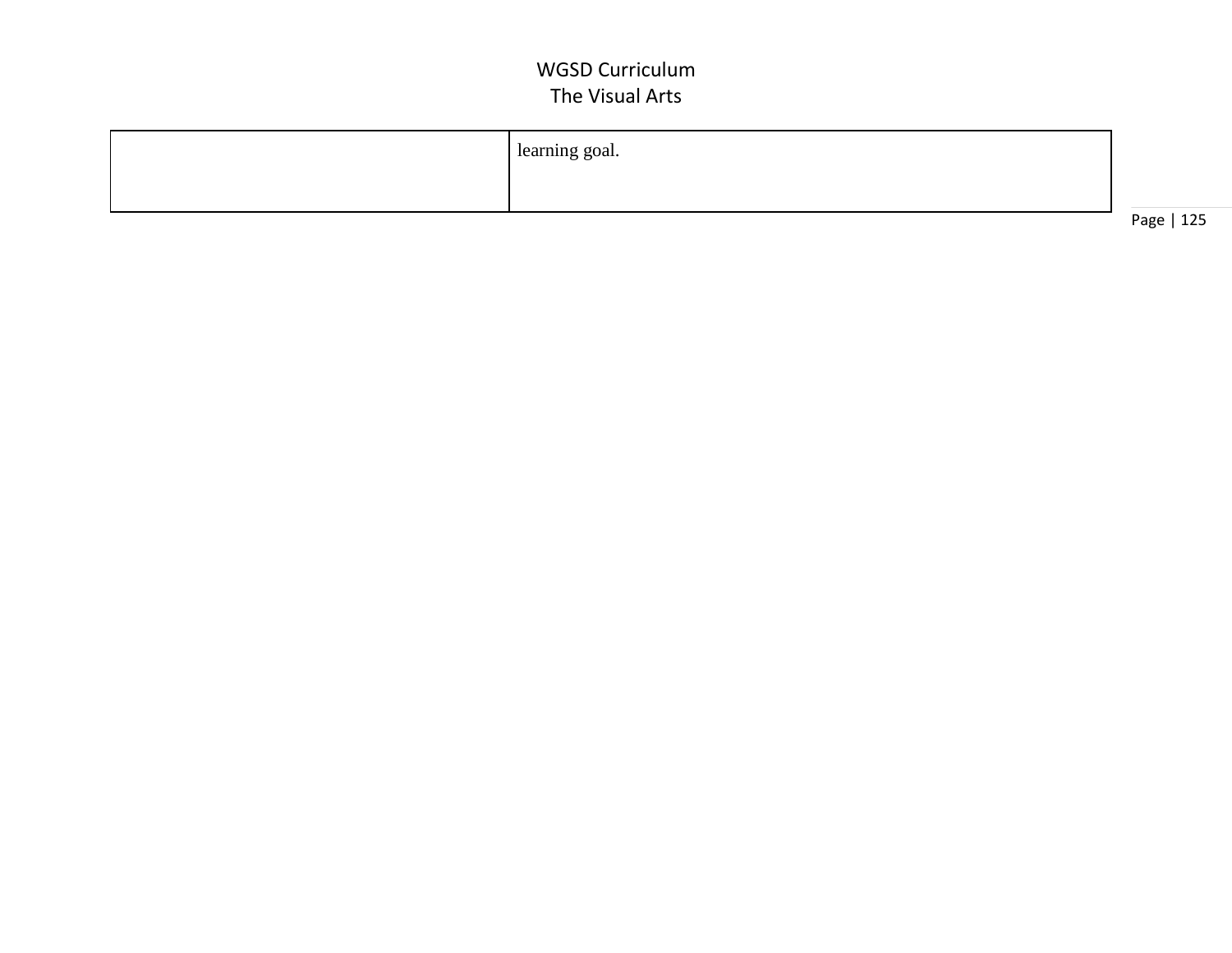| | |
|---|---|
| | learning goal. |